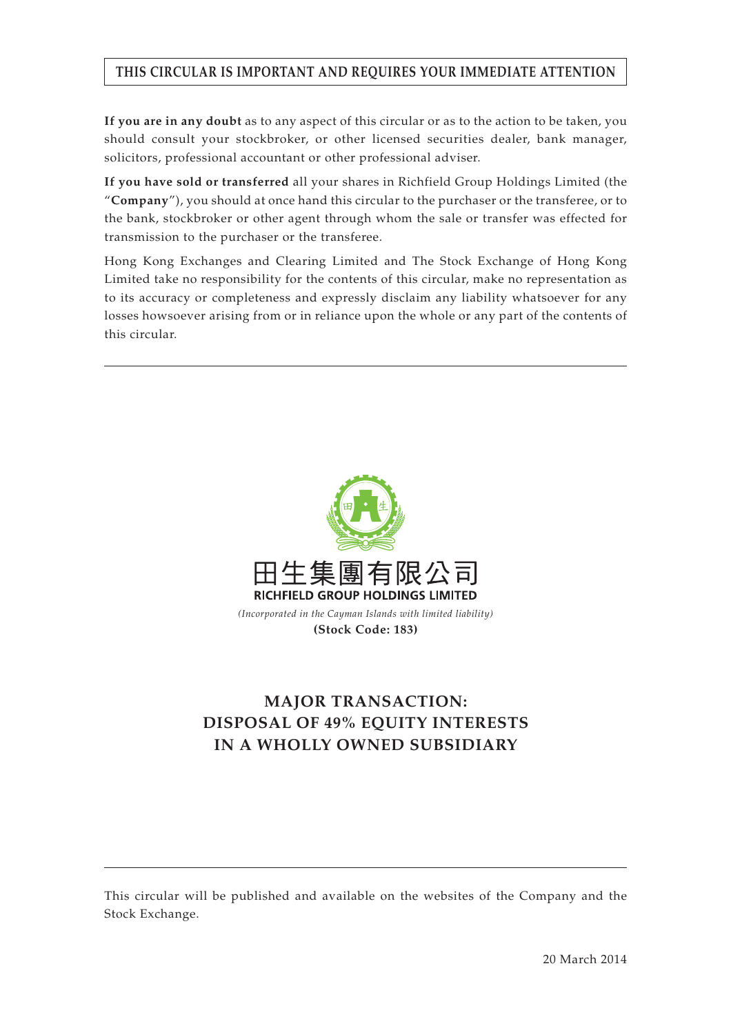**THIS CIRCULAR IS IMPORTANT AND REQUIRES YOUR IMMEDIATE ATTENTION**

**If you are in any doubt** as to any aspect of this circular or as to the action to be taken, you should consult your stockbroker, or other licensed securities dealer, bank manager, solicitors, professional accountant or other professional adviser.

**If you have sold or transferred** all your shares in Richfield Group Holdings Limited (the "**Company**"), you should at once hand this circular to the purchaser or the transferee, or to the bank, stockbroker or other agent through whom the sale or transfer was effected for transmission to the purchaser or the transferee.

Hong Kong Exchanges and Clearing Limited and The Stock Exchange of Hong Kong Limited take no responsibility for the contents of this circular, make no representation as to its accuracy or completeness and expressly disclaim any liability whatsoever for any losses howsoever arising from or in reliance upon the whole or any part of the contents of this circular.

田生集團有限公司

**RICHFIELD GROUP HOLDINGS LIMITED**

*(Incorporated in the Cayman Islands with limited liability)*

**(Stock Code: 183)**

# MAJOR TRANSACTION: DISPOSAL OF 49% EQUITY INTERESTS IN A WHOLLY OWNED SUBSIDIARY

This circular will be published and available on the websites of the Company and the Stock Exchange.

20 March 2014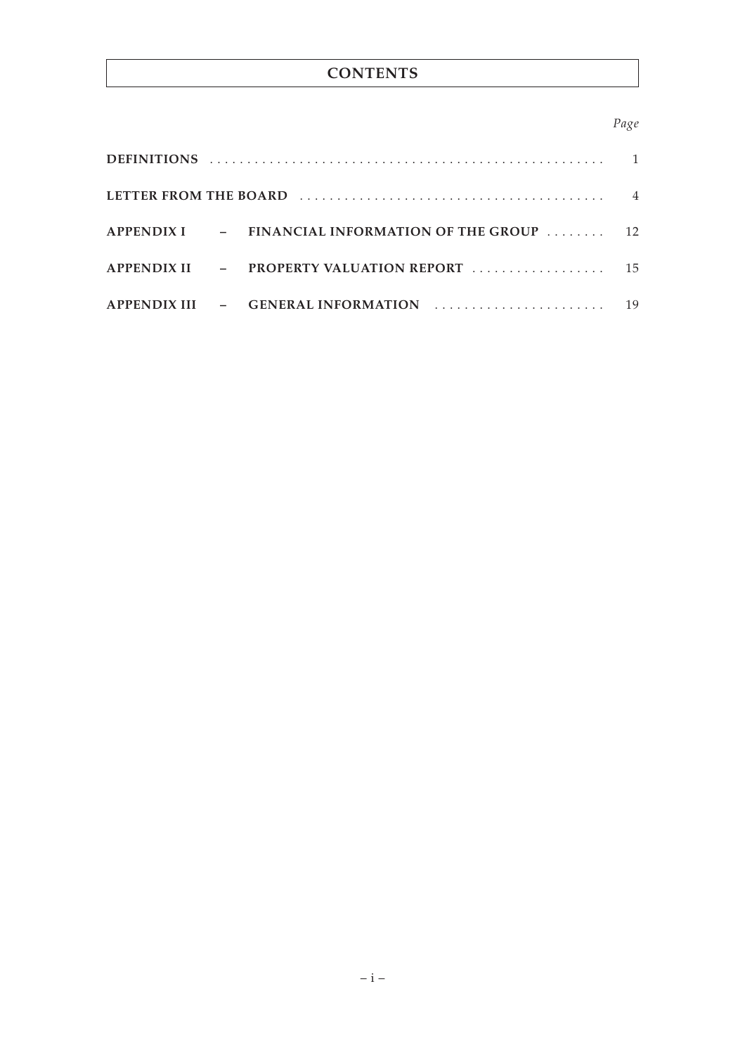# CONTENTS

| | | *Page* |
|---|---|---|
| **DEFINITIONS** | | 1 |
| **LETTER FROM THE BOARD** | | 4 |
| **APPENDIX I** | **– FINANCIAL INFORMATION OF THE GROUP** | 12 |
| **APPENDIX II** | **– PROPERTY VALUATION REPORT** | 15 |
| **APPENDIX III** | **– GENERAL INFORMATION** | 19 |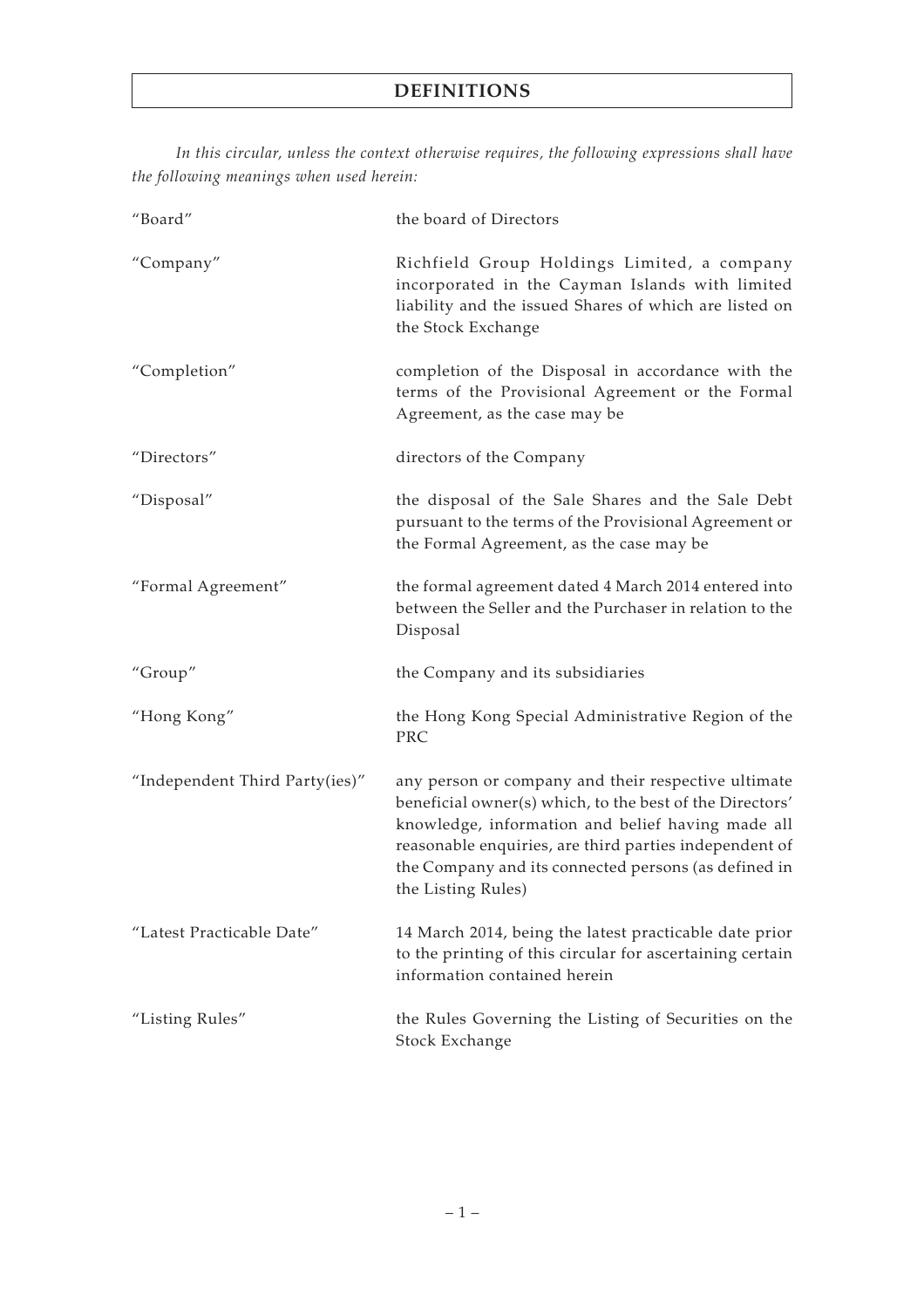# DEFINITIONS

*In this circular, unless the context otherwise requires, the following expressions shall have the following meanings when used herein:*

| | |
|---|---|
| "Board" | the board of Directors |
| "Company" | Richfield Group Holdings Limited, a company incorporated in the Cayman Islands with limited liability and the issued Shares of which are listed on the Stock Exchange |
| "Completion" | completion of the Disposal in accordance with the terms of the Provisional Agreement or the Formal Agreement, as the case may be |
| "Directors" | directors of the Company |
| "Disposal" | the disposal of the Sale Shares and the Sale Debt pursuant to the terms of the Provisional Agreement or the Formal Agreement, as the case may be |
| "Formal Agreement" | the formal agreement dated 4 March 2014 entered into between the Seller and the Purchaser in relation to the Disposal |
| "Group" | the Company and its subsidiaries |
| "Hong Kong" | the Hong Kong Special Administrative Region of the PRC |
| "Independent Third Party(ies)" | any person or company and their respective ultimate beneficial owner(s) which, to the best of the Directors' knowledge, information and belief having made all reasonable enquiries, are third parties independent of the Company and its connected persons (as defined in the Listing Rules) |
| "Latest Practicable Date" | 14 March 2014, being the latest practicable date prior to the printing of this circular for ascertaining certain information contained herein |
| "Listing Rules" | the Rules Governing the Listing of Securities on the Stock Exchange |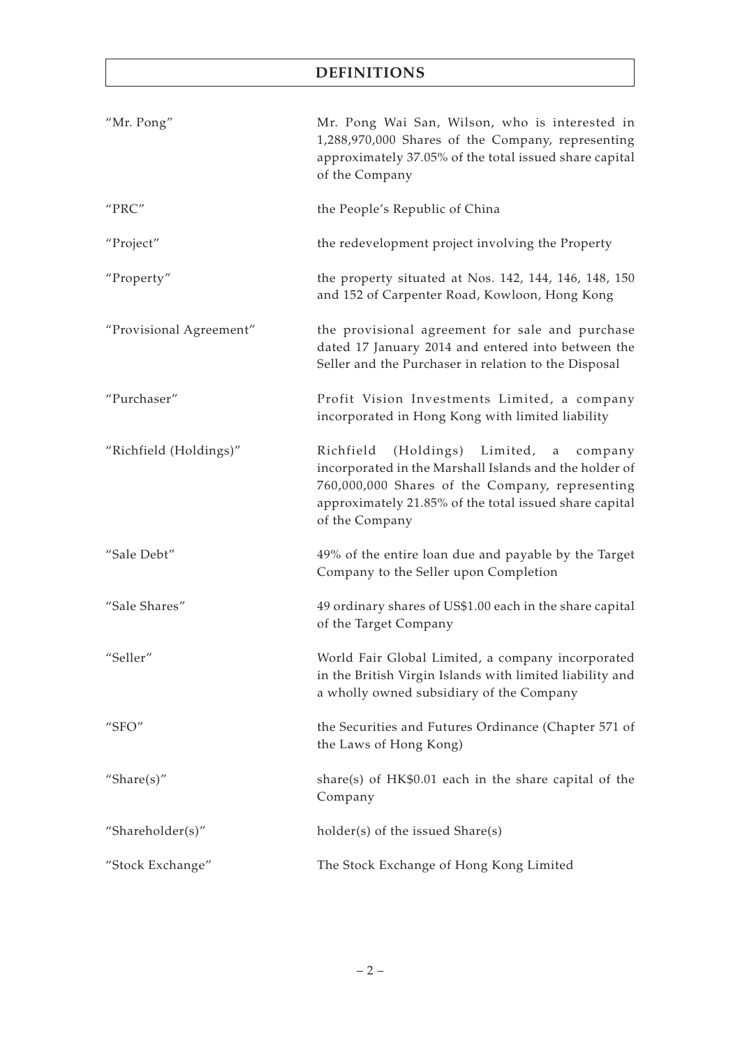# DEFINITIONS

| | |
|---|---|
| "Mr. Pong" | Mr. Pong Wai San, Wilson, who is interested in 1,288,970,000 Shares of the Company, representing approximately 37.05% of the total issued share capital of the Company |
| "PRC" | the People's Republic of China |
| "Project" | the redevelopment project involving the Property |
| "Property" | the property situated at Nos. 142, 144, 146, 148, 150 and 152 of Carpenter Road, Kowloon, Hong Kong |
| "Provisional Agreement" | the provisional agreement for sale and purchase dated 17 January 2014 and entered into between the Seller and the Purchaser in relation to the Disposal |
| "Purchaser" | Profit Vision Investments Limited, a company incorporated in Hong Kong with limited liability |
| "Richfield (Holdings)" | Richfield (Holdings) Limited, a company incorporated in the Marshall Islands and the holder of 760,000,000 Shares of the Company, representing approximately 21.85% of the total issued share capital of the Company |
| "Sale Debt" | 49% of the entire loan due and payable by the Target Company to the Seller upon Completion |
| "Sale Shares" | 49 ordinary shares of US$1.00 each in the share capital of the Target Company |
| "Seller" | World Fair Global Limited, a company incorporated in the British Virgin Islands with limited liability and a wholly owned subsidiary of the Company |
| "SFO" | the Securities and Futures Ordinance (Chapter 571 of the Laws of Hong Kong) |
| "Share(s)" | share(s) of HK$0.01 each in the share capital of the Company |
| "Shareholder(s)" | holder(s) of the issued Share(s) |
| "Stock Exchange" | The Stock Exchange of Hong Kong Limited |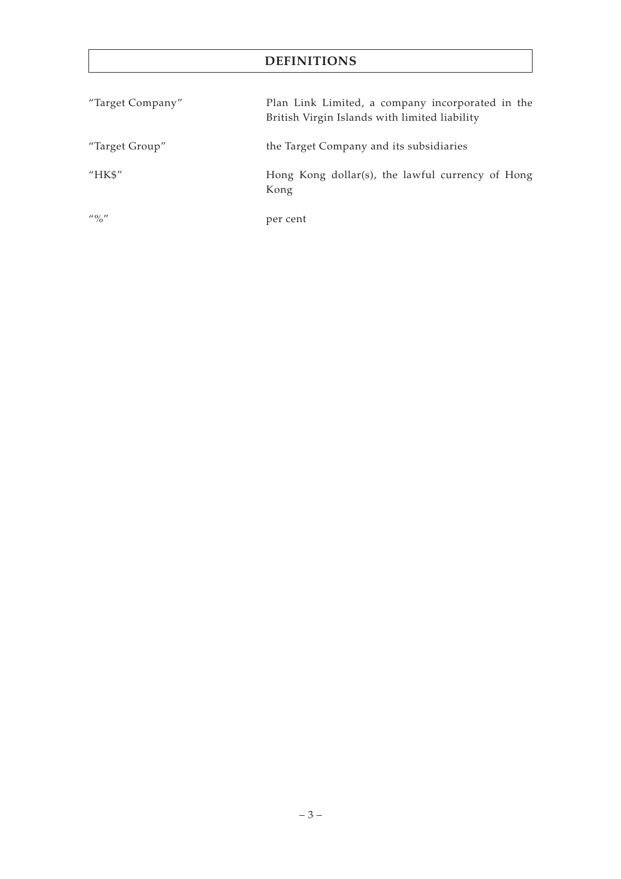# DEFINITIONS

| | |
|---|---|
| "Target Company" | Plan Link Limited, a company incorporated in the British Virgin Islands with limited liability |
| "Target Group" | the Target Company and its subsidiaries |
| "HK$" | Hong Kong dollar(s), the lawful currency of Hong Kong |
| "%" | per cent |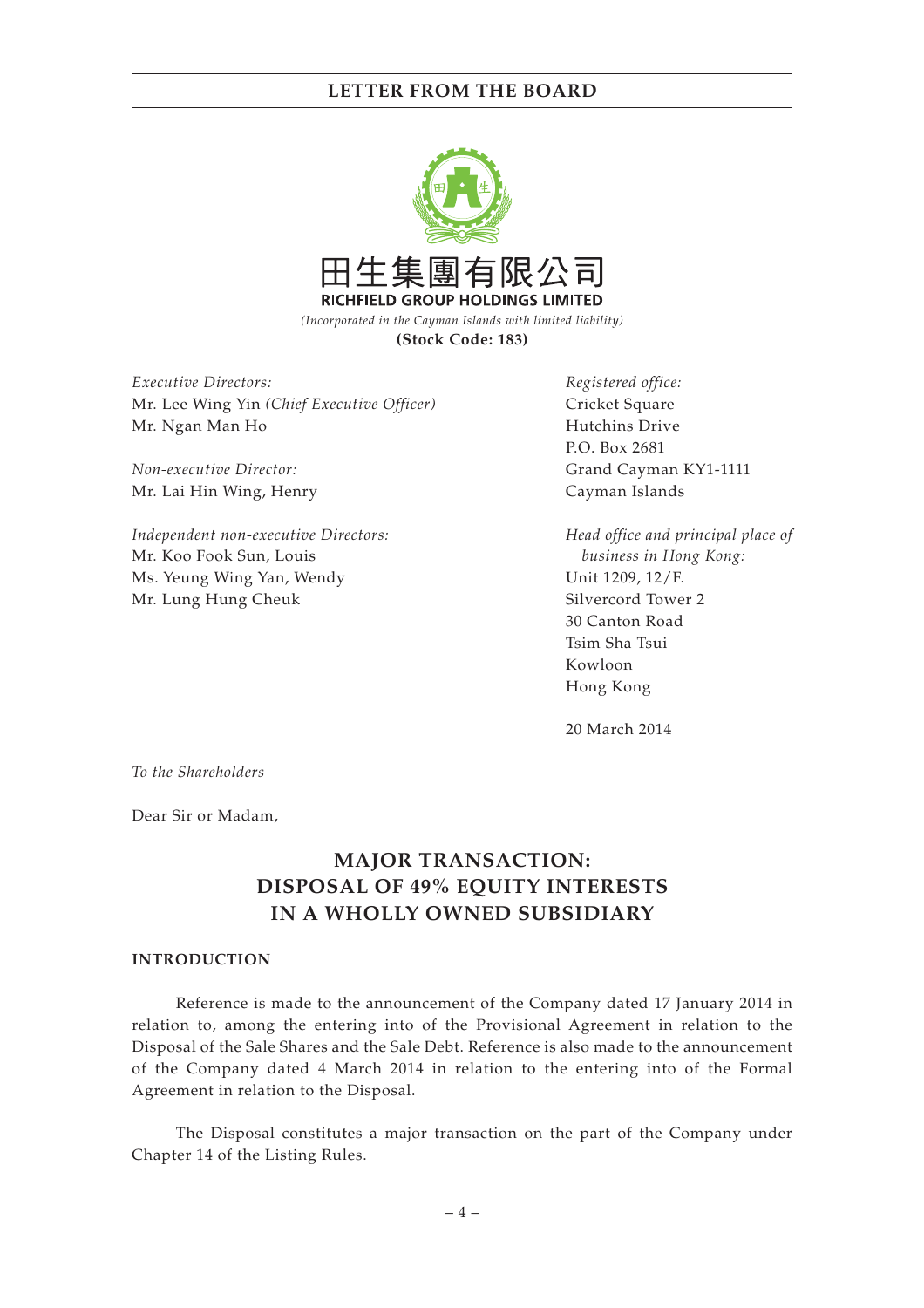## LETTER FROM THE BOARD

田生集團有限公司
**RICHFIELD GROUP HOLDINGS LIMITED**
*(Incorporated in the Cayman Islands with limited liability)*
**(Stock Code: 183)**

*Executive Directors:*
Mr. Lee Wing Yin *(Chief Executive Officer)*
Mr. Ngan Man Ho

*Non-executive Director:*
Mr. Lai Hin Wing, Henry

*Independent non-executive Directors:*
Mr. Koo Fook Sun, Louis
Ms. Yeung Wing Yan, Wendy
Mr. Lung Hung Cheuk

*Registered office:*
Cricket Square
Hutchins Drive
P.O. Box 2681
Grand Cayman KY1-1111
Cayman Islands

*Head office and principal place of business in Hong Kong:*
Unit 1209, 12/F.
Silvercord Tower 2
30 Canton Road
Tsim Sha Tsui
Kowloon
Hong Kong

20 March 2014

*To the Shareholders*

Dear Sir or Madam,

# MAJOR TRANSACTION: DISPOSAL OF 49% EQUITY INTERESTS IN A WHOLLY OWNED SUBSIDIARY

### INTRODUCTION

Reference is made to the announcement of the Company dated 17 January 2014 in relation to, among the entering into of the Provisional Agreement in relation to the Disposal of the Sale Shares and the Sale Debt. Reference is also made to the announcement of the Company dated 4 March 2014 in relation to the entering into of the Formal Agreement in relation to the Disposal.

The Disposal constitutes a major transaction on the part of the Company under Chapter 14 of the Listing Rules.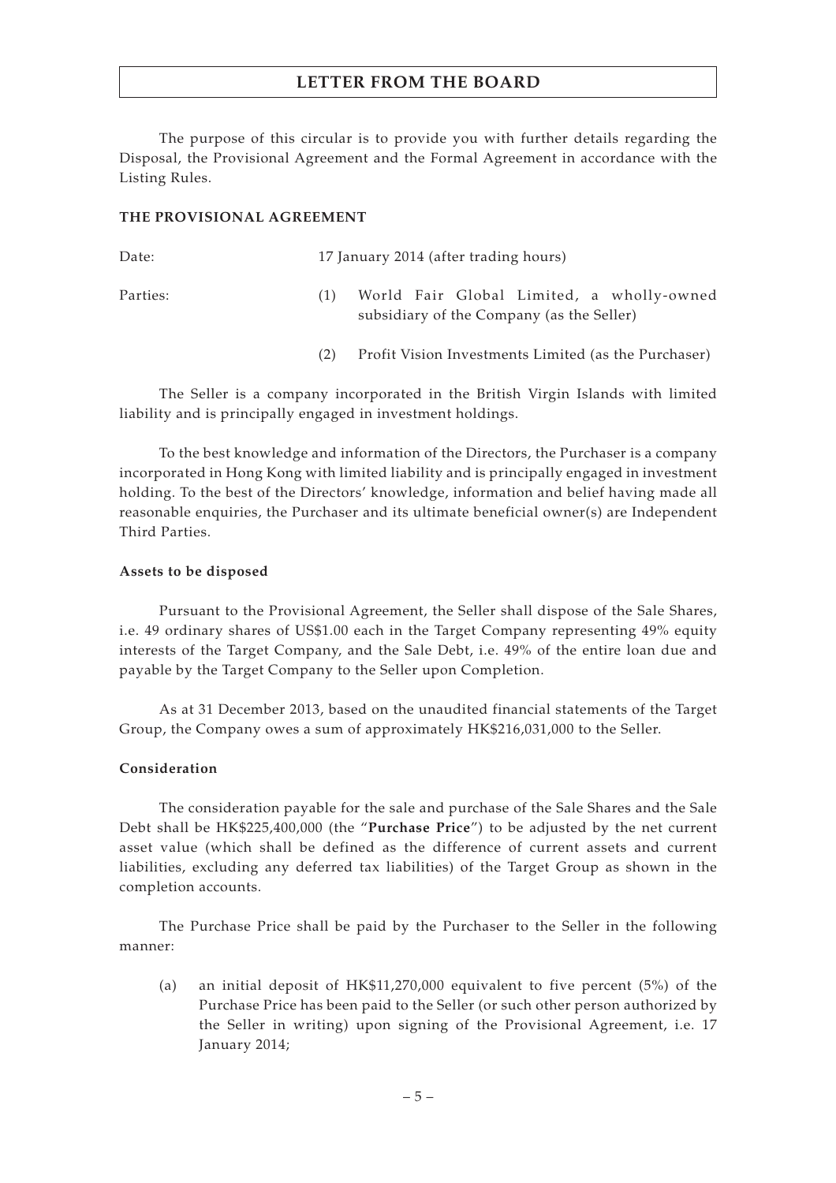# LETTER FROM THE BOARD

The purpose of this circular is to provide you with further details regarding the Disposal, the Provisional Agreement and the Formal Agreement in accordance with the Listing Rules.

## THE PROVISIONAL AGREEMENT

Date: 17 January 2014 (after trading hours)

Parties:

(1) World Fair Global Limited, a wholly-owned subsidiary of the Company (as the Seller)

(2) Profit Vision Investments Limited (as the Purchaser)

The Seller is a company incorporated in the British Virgin Islands with limited liability and is principally engaged in investment holdings.

To the best knowledge and information of the Directors, the Purchaser is a company incorporated in Hong Kong with limited liability and is principally engaged in investment holding. To the best of the Directors' knowledge, information and belief having made all reasonable enquiries, the Purchaser and its ultimate beneficial owner(s) are Independent Third Parties.

### Assets to be disposed

Pursuant to the Provisional Agreement, the Seller shall dispose of the Sale Shares, i.e. 49 ordinary shares of US$1.00 each in the Target Company representing 49% equity interests of the Target Company, and the Sale Debt, i.e. 49% of the entire loan due and payable by the Target Company to the Seller upon Completion.

As at 31 December 2013, based on the unaudited financial statements of the Target Group, the Company owes a sum of approximately HK$216,031,000 to the Seller.

### Consideration

The consideration payable for the sale and purchase of the Sale Shares and the Sale Debt shall be HK$225,400,000 (the "**Purchase Price**") to be adjusted by the net current asset value (which shall be defined as the difference of current assets and current liabilities, excluding any deferred tax liabilities) of the Target Group as shown in the completion accounts.

The Purchase Price shall be paid by the Purchaser to the Seller in the following manner:

(a) an initial deposit of HK$11,270,000 equivalent to five percent (5%) of the Purchase Price has been paid to the Seller (or such other person authorized by the Seller in writing) upon signing of the Provisional Agreement, i.e. 17 January 2014;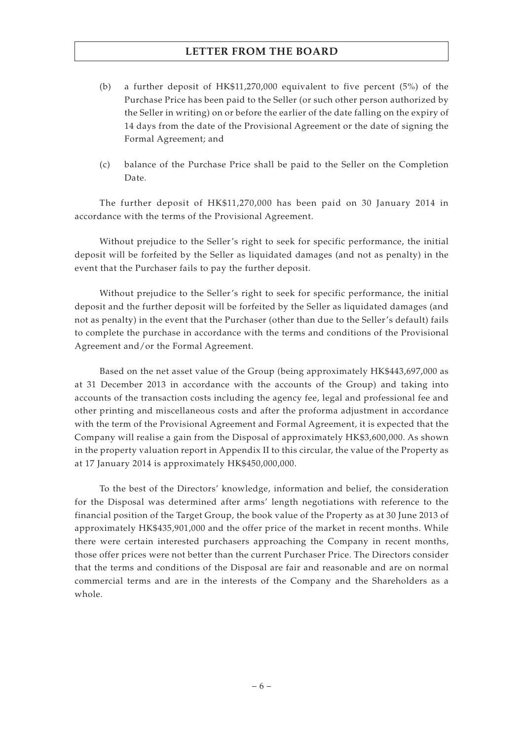(b) a further deposit of HK$11,270,000 equivalent to five percent (5%) of the Purchase Price has been paid to the Seller (or such other person authorized by the Seller in writing) on or before the earlier of the date falling on the expiry of 14 days from the date of the Provisional Agreement or the date of signing the Formal Agreement; and

(c) balance of the Purchase Price shall be paid to the Seller on the Completion Date.

The further deposit of HK$11,270,000 has been paid on 30 January 2014 in accordance with the terms of the Provisional Agreement.

Without prejudice to the Seller's right to seek for specific performance, the initial deposit will be forfeited by the Seller as liquidated damages (and not as penalty) in the event that the Purchaser fails to pay the further deposit.

Without prejudice to the Seller's right to seek for specific performance, the initial deposit and the further deposit will be forfeited by the Seller as liquidated damages (and not as penalty) in the event that the Purchaser (other than due to the Seller's default) fails to complete the purchase in accordance with the terms and conditions of the Provisional Agreement and/or the Formal Agreement.

Based on the net asset value of the Group (being approximately HK$443,697,000 as at 31 December 2013 in accordance with the accounts of the Group) and taking into accounts of the transaction costs including the agency fee, legal and professional fee and other printing and miscellaneous costs and after the proforma adjustment in accordance with the term of the Provisional Agreement and Formal Agreement, it is expected that the Company will realise a gain from the Disposal of approximately HK$3,600,000. As shown in the property valuation report in Appendix II to this circular, the value of the Property as at 17 January 2014 is approximately HK$450,000,000.

To the best of the Directors' knowledge, information and belief, the consideration for the Disposal was determined after arms' length negotiations with reference to the financial position of the Target Group, the book value of the Property as at 30 June 2013 of approximately HK$435,901,000 and the offer price of the market in recent months. While there were certain interested purchasers approaching the Company in recent months, those offer prices were not better than the current Purchaser Price. The Directors consider that the terms and conditions of the Disposal are fair and reasonable and are on normal commercial terms and are in the interests of the Company and the Shareholders as a whole.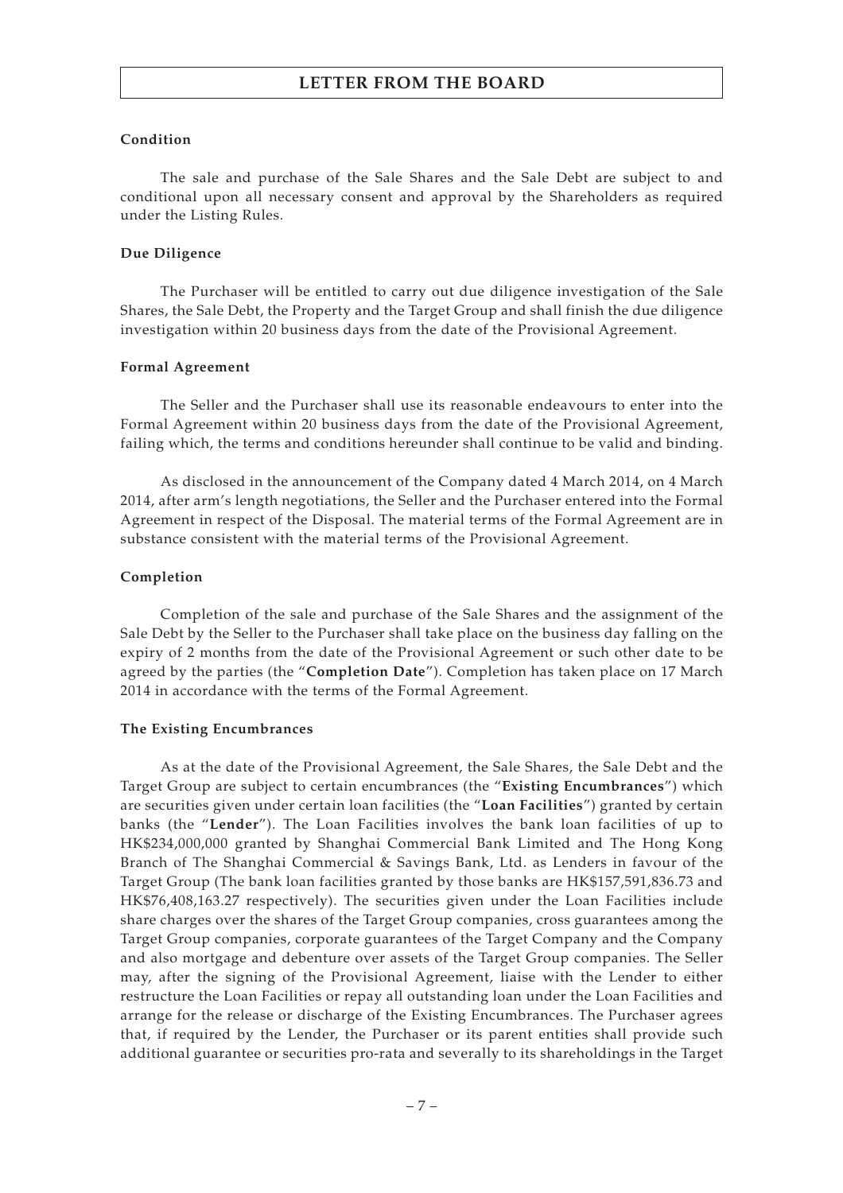**Condition**

The sale and purchase of the Sale Shares and the Sale Debt are subject to and conditional upon all necessary consent and approval by the Shareholders as required under the Listing Rules.

**Due Diligence**

The Purchaser will be entitled to carry out due diligence investigation of the Sale Shares, the Sale Debt, the Property and the Target Group and shall finish the due diligence investigation within 20 business days from the date of the Provisional Agreement.

**Formal Agreement**

The Seller and the Purchaser shall use its reasonable endeavours to enter into the Formal Agreement within 20 business days from the date of the Provisional Agreement, failing which, the terms and conditions hereunder shall continue to be valid and binding.

As disclosed in the announcement of the Company dated 4 March 2014, on 4 March 2014, after arm's length negotiations, the Seller and the Purchaser entered into the Formal Agreement in respect of the Disposal. The material terms of the Formal Agreement are in substance consistent with the material terms of the Provisional Agreement.

**Completion**

Completion of the sale and purchase of the Sale Shares and the assignment of the Sale Debt by the Seller to the Purchaser shall take place on the business day falling on the expiry of 2 months from the date of the Provisional Agreement or such other date to be agreed by the parties (the "**Completion Date**"). Completion has taken place on 17 March 2014 in accordance with the terms of the Formal Agreement.

**The Existing Encumbrances**

As at the date of the Provisional Agreement, the Sale Shares, the Sale Debt and the Target Group are subject to certain encumbrances (the "**Existing Encumbrances**") which are securities given under certain loan facilities (the "**Loan Facilities**") granted by certain banks (the "**Lender**"). The Loan Facilities involves the bank loan facilities of up to HK$234,000,000 granted by Shanghai Commercial Bank Limited and The Hong Kong Branch of The Shanghai Commercial & Savings Bank, Ltd. as Lenders in favour of the Target Group (The bank loan facilities granted by those banks are HK$157,591,836.73 and HK$76,408,163.27 respectively). The securities given under the Loan Facilities include share charges over the shares of the Target Group companies, cross guarantees among the Target Group companies, corporate guarantees of the Target Company and the Company and also mortgage and debenture over assets of the Target Group companies. The Seller may, after the signing of the Provisional Agreement, liaise with the Lender to either restructure the Loan Facilities or repay all outstanding loan under the Loan Facilities and arrange for the release or discharge of the Existing Encumbrances. The Purchaser agrees that, if required by the Lender, the Purchaser or its parent entities shall provide such additional guarantee or securities pro-rata and severally to its shareholdings in the Target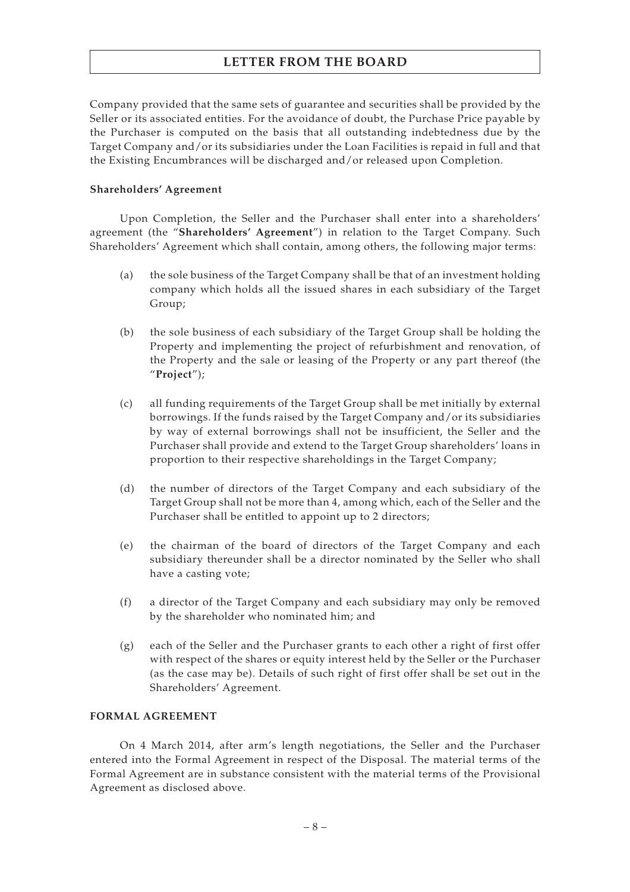Company provided that the same sets of guarantee and securities shall be provided by the Seller or its associated entities. For the avoidance of doubt, the Purchase Price payable by the Purchaser is computed on the basis that all outstanding indebtedness due by the Target Company and/or its subsidiaries under the Loan Facilities is repaid in full and that the Existing Encumbrances will be discharged and/or released upon Completion.

**Shareholders' Agreement**

Upon Completion, the Seller and the Purchaser shall enter into a shareholders' agreement (the "**Shareholders' Agreement**") in relation to the Target Company. Such Shareholders' Agreement which shall contain, among others, the following major terms:

(a) the sole business of the Target Company shall be that of an investment holding company which holds all the issued shares in each subsidiary of the Target Group;

(b) the sole business of each subsidiary of the Target Group shall be holding the Property and implementing the project of refurbishment and renovation, of the Property and the sale or leasing of the Property or any part thereof (the "**Project**");

(c) all funding requirements of the Target Group shall be met initially by external borrowings. If the funds raised by the Target Company and/or its subsidiaries by way of external borrowings shall not be insufficient, the Seller and the Purchaser shall provide and extend to the Target Group shareholders' loans in proportion to their respective shareholdings in the Target Company;

(d) the number of directors of the Target Company and each subsidiary of the Target Group shall not be more than 4, among which, each of the Seller and the Purchaser shall be entitled to appoint up to 2 directors;

(e) the chairman of the board of directors of the Target Company and each subsidiary thereunder shall be a director nominated by the Seller who shall have a casting vote;

(f) a director of the Target Company and each subsidiary may only be removed by the shareholder who nominated him; and

(g) each of the Seller and the Purchaser grants to each other a right of first offer with respect of the shares or equity interest held by the Seller or the Purchaser (as the case may be). Details of such right of first offer shall be set out in the Shareholders' Agreement.

**FORMAL AGREEMENT**

On 4 March 2014, after arm's length negotiations, the Seller and the Purchaser entered into the Formal Agreement in respect of the Disposal. The material terms of the Formal Agreement are in substance consistent with the material terms of the Provisional Agreement as disclosed above.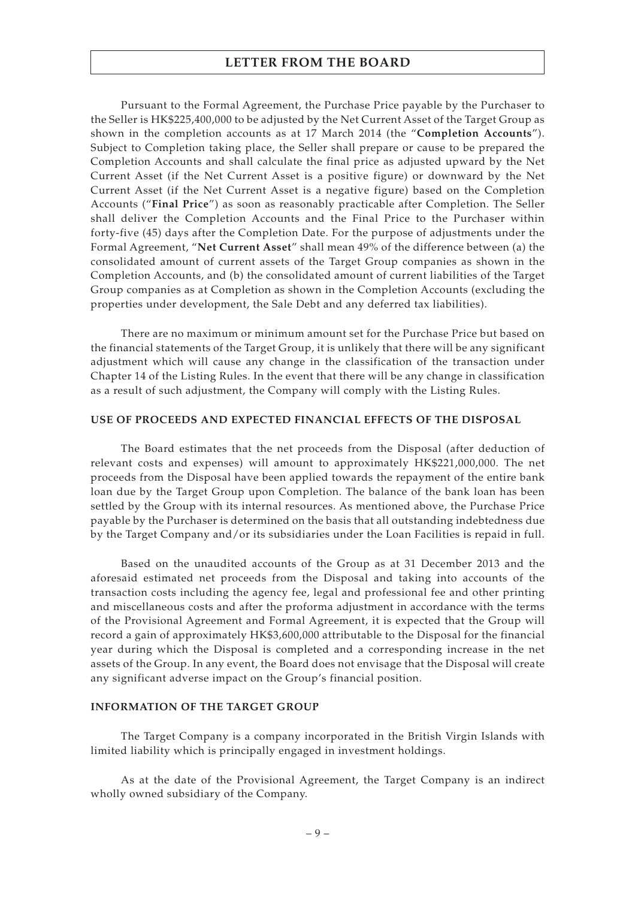Pursuant to the Formal Agreement, the Purchase Price payable by the Purchaser to the Seller is HK$225,400,000 to be adjusted by the Net Current Asset of the Target Group as shown in the completion accounts as at 17 March 2014 (the "**Completion Accounts**"). Subject to Completion taking place, the Seller shall prepare or cause to be prepared the Completion Accounts and shall calculate the final price as adjusted upward by the Net Current Asset (if the Net Current Asset is a positive figure) or downward by the Net Current Asset (if the Net Current Asset is a negative figure) based on the Completion Accounts ("**Final Price**") as soon as reasonably practicable after Completion. The Seller shall deliver the Completion Accounts and the Final Price to the Purchaser within forty-five (45) days after the Completion Date. For the purpose of adjustments under the Formal Agreement, "**Net Current Asset**" shall mean 49% of the difference between (a) the consolidated amount of current assets of the Target Group companies as shown in the Completion Accounts, and (b) the consolidated amount of current liabilities of the Target Group companies as at Completion as shown in the Completion Accounts (excluding the properties under development, the Sale Debt and any deferred tax liabilities).

There are no maximum or minimum amount set for the Purchase Price but based on the financial statements of the Target Group, it is unlikely that there will be any significant adjustment which will cause any change in the classification of the transaction under Chapter 14 of the Listing Rules. In the event that there will be any change in classification as a result of such adjustment, the Company will comply with the Listing Rules.

## USE OF PROCEEDS AND EXPECTED FINANCIAL EFFECTS OF THE DISPOSAL

The Board estimates that the net proceeds from the Disposal (after deduction of relevant costs and expenses) will amount to approximately HK$221,000,000. The net proceeds from the Disposal have been applied towards the repayment of the entire bank loan due by the Target Group upon Completion. The balance of the bank loan has been settled by the Group with its internal resources. As mentioned above, the Purchase Price payable by the Purchaser is determined on the basis that all outstanding indebtedness due by the Target Company and/or its subsidiaries under the Loan Facilities is repaid in full.

Based on the unaudited accounts of the Group as at 31 December 2013 and the aforesaid estimated net proceeds from the Disposal and taking into accounts of the transaction costs including the agency fee, legal and professional fee and other printing and miscellaneous costs and after the proforma adjustment in accordance with the terms of the Provisional Agreement and Formal Agreement, it is expected that the Group will record a gain of approximately HK$3,600,000 attributable to the Disposal for the financial year during which the Disposal is completed and a corresponding increase in the net assets of the Group. In any event, the Board does not envisage that the Disposal will create any significant adverse impact on the Group's financial position.

## INFORMATION OF THE TARGET GROUP

The Target Company is a company incorporated in the British Virgin Islands with limited liability which is principally engaged in investment holdings.

As at the date of the Provisional Agreement, the Target Company is an indirect wholly owned subsidiary of the Company.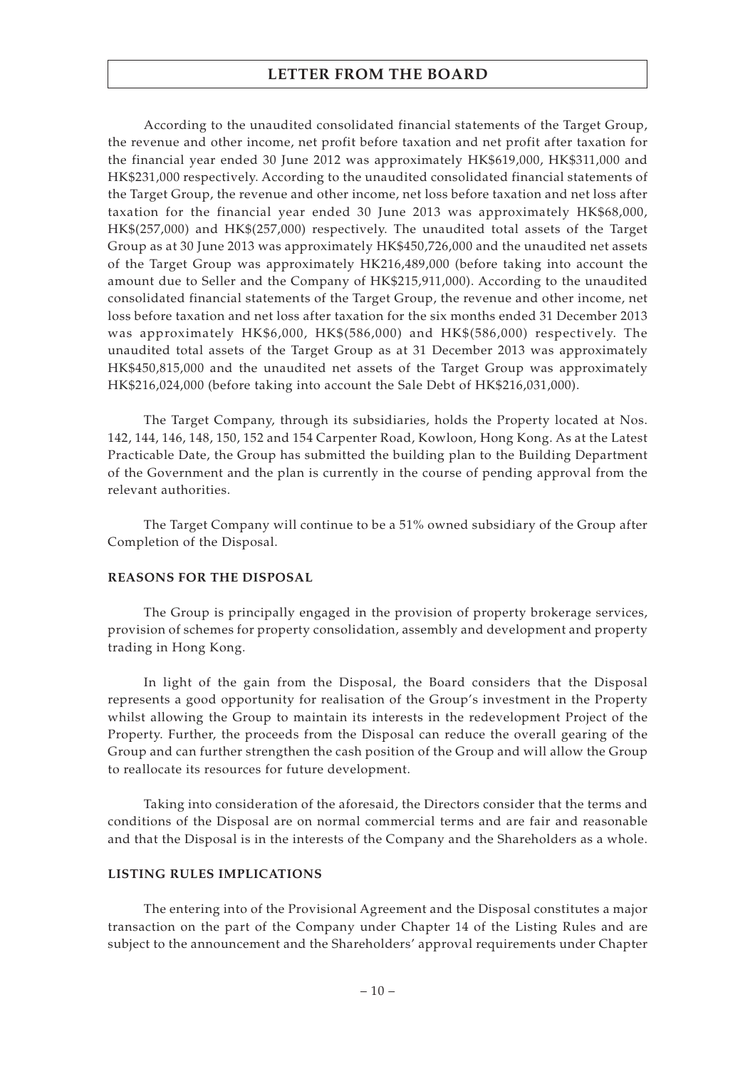According to the unaudited consolidated financial statements of the Target Group, the revenue and other income, net profit before taxation and net profit after taxation for the financial year ended 30 June 2012 was approximately HK$619,000, HK$311,000 and HK$231,000 respectively. According to the unaudited consolidated financial statements of the Target Group, the revenue and other income, net loss before taxation and net loss after taxation for the financial year ended 30 June 2013 was approximately HK$68,000, HK$(257,000) and HK$(257,000) respectively. The unaudited total assets of the Target Group as at 30 June 2013 was approximately HK$450,726,000 and the unaudited net assets of the Target Group was approximately HK216,489,000 (before taking into account the amount due to Seller and the Company of HK$215,911,000). According to the unaudited consolidated financial statements of the Target Group, the revenue and other income, net loss before taxation and net loss after taxation for the six months ended 31 December 2013 was approximately HK$6,000, HK$(586,000) and HK$(586,000) respectively. The unaudited total assets of the Target Group as at 31 December 2013 was approximately HK$450,815,000 and the unaudited net assets of the Target Group was approximately HK$216,024,000 (before taking into account the Sale Debt of HK$216,031,000).

The Target Company, through its subsidiaries, holds the Property located at Nos. 142, 144, 146, 148, 150, 152 and 154 Carpenter Road, Kowloon, Hong Kong. As at the Latest Practicable Date, the Group has submitted the building plan to the Building Department of the Government and the plan is currently in the course of pending approval from the relevant authorities.

The Target Company will continue to be a 51% owned subsidiary of the Group after Completion of the Disposal.

**REASONS FOR THE DISPOSAL**

The Group is principally engaged in the provision of property brokerage services, provision of schemes for property consolidation, assembly and development and property trading in Hong Kong.

In light of the gain from the Disposal, the Board considers that the Disposal represents a good opportunity for realisation of the Group's investment in the Property whilst allowing the Group to maintain its interests in the redevelopment Project of the Property. Further, the proceeds from the Disposal can reduce the overall gearing of the Group and can further strengthen the cash position of the Group and will allow the Group to reallocate its resources for future development.

Taking into consideration of the aforesaid, the Directors consider that the terms and conditions of the Disposal are on normal commercial terms and are fair and reasonable and that the Disposal is in the interests of the Company and the Shareholders as a whole.

**LISTING RULES IMPLICATIONS**

The entering into of the Provisional Agreement and the Disposal constitutes a major transaction on the part of the Company under Chapter 14 of the Listing Rules and are subject to the announcement and the Shareholders' approval requirements under Chapter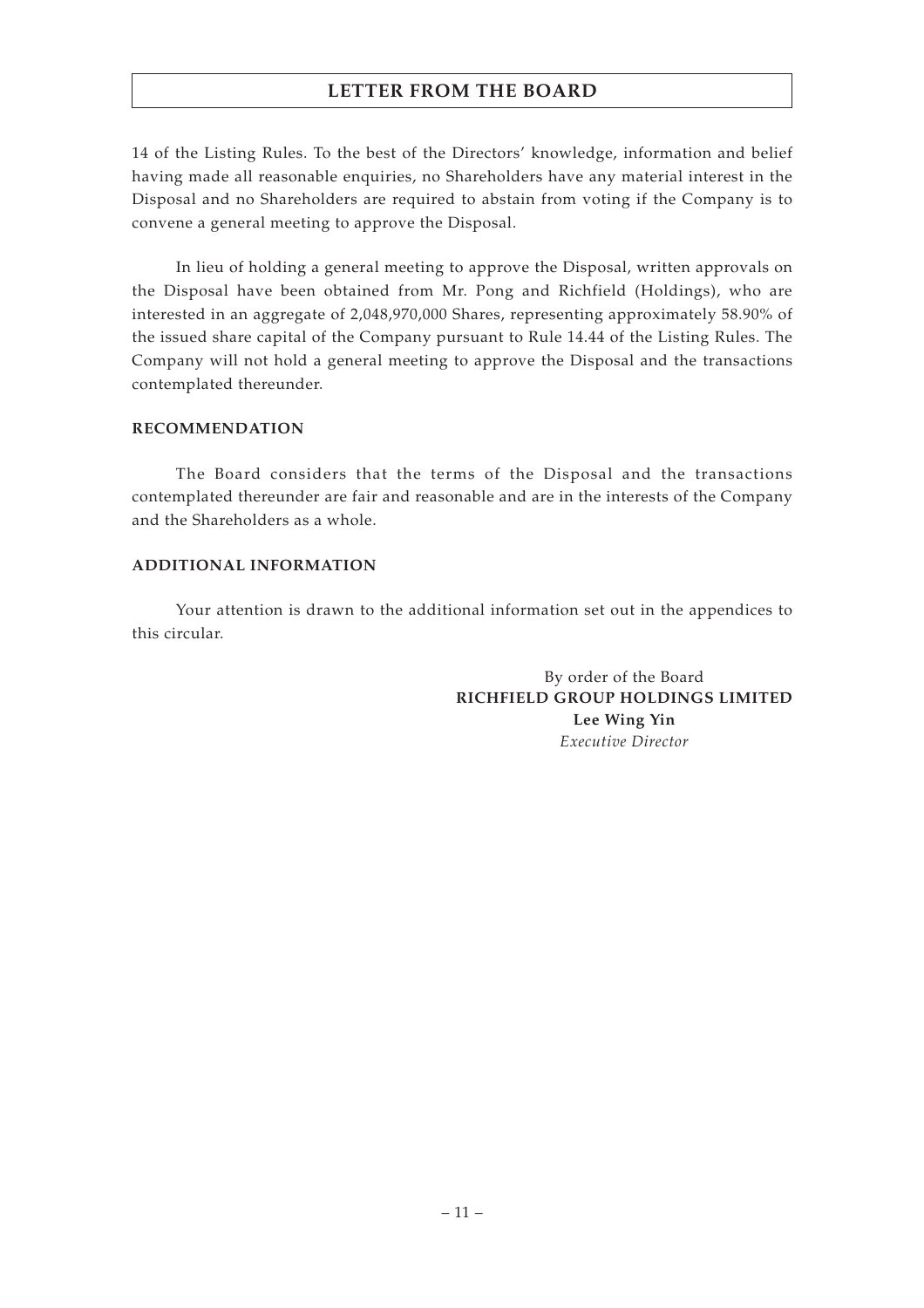14 of the Listing Rules. To the best of the Directors' knowledge, information and belief having made all reasonable enquiries, no Shareholders have any material interest in the Disposal and no Shareholders are required to abstain from voting if the Company is to convene a general meeting to approve the Disposal.

In lieu of holding a general meeting to approve the Disposal, written approvals on the Disposal have been obtained from Mr. Pong and Richfield (Holdings), who are interested in an aggregate of 2,048,970,000 Shares, representing approximately 58.90% of the issued share capital of the Company pursuant to Rule 14.44 of the Listing Rules. The Company will not hold a general meeting to approve the Disposal and the transactions contemplated thereunder.

**RECOMMENDATION**

The Board considers that the terms of the Disposal and the transactions contemplated thereunder are fair and reasonable and are in the interests of the Company and the Shareholders as a whole.

**ADDITIONAL INFORMATION**

Your attention is drawn to the additional information set out in the appendices to this circular.

By order of the Board
**RICHFIELD GROUP HOLDINGS LIMITED**
**Lee Wing Yin**
*Executive Director*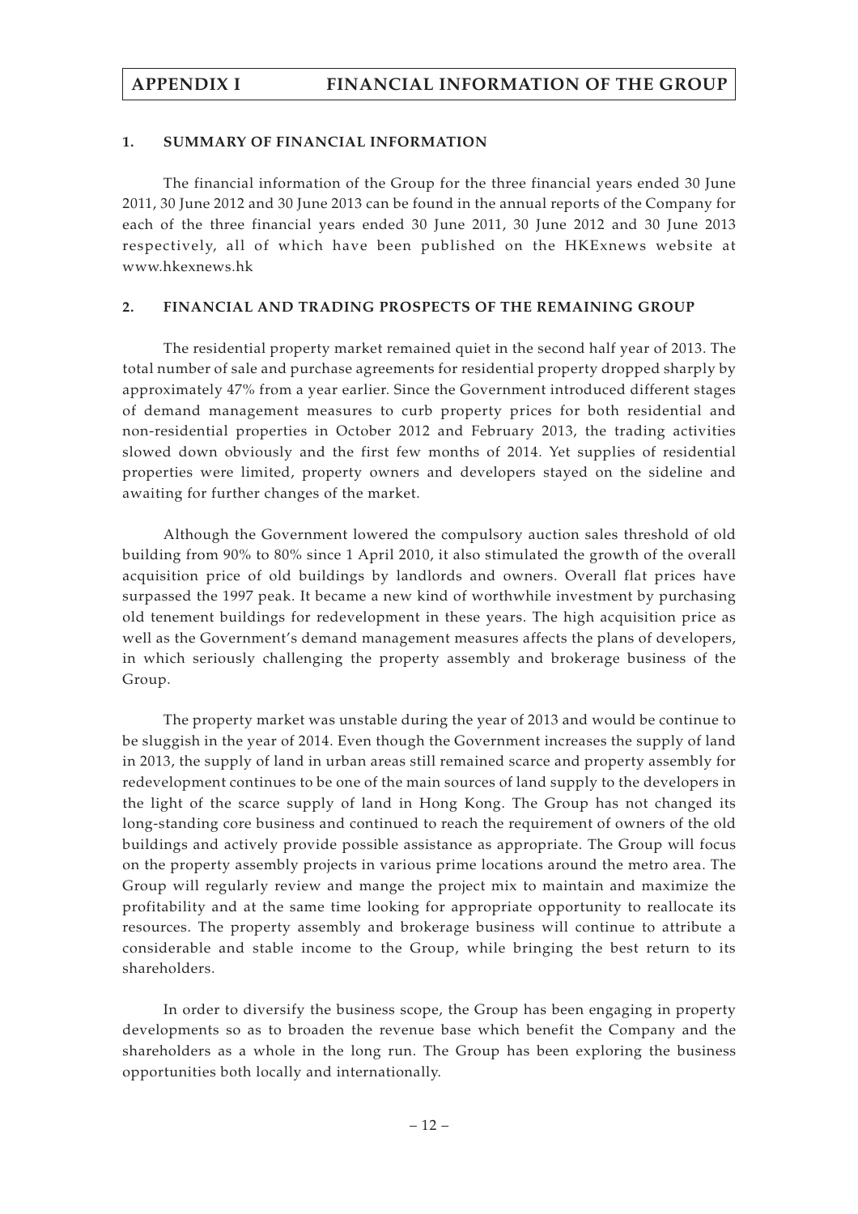# APPENDIX I FINANCIAL INFORMATION OF THE GROUP

## 1. SUMMARY OF FINANCIAL INFORMATION

The financial information of the Group for the three financial years ended 30 June 2011, 30 June 2012 and 30 June 2013 can be found in the annual reports of the Company for each of the three financial years ended 30 June 2011, 30 June 2012 and 30 June 2013 respectively, all of which have been published on the HKExnews website at www.hkexnews.hk

## 2. FINANCIAL AND TRADING PROSPECTS OF THE REMAINING GROUP

The residential property market remained quiet in the second half year of 2013. The total number of sale and purchase agreements for residential property dropped sharply by approximately 47% from a year earlier. Since the Government introduced different stages of demand management measures to curb property prices for both residential and non-residential properties in October 2012 and February 2013, the trading activities slowed down obviously and the first few months of 2014. Yet supplies of residential properties were limited, property owners and developers stayed on the sideline and awaiting for further changes of the market.

Although the Government lowered the compulsory auction sales threshold of old building from 90% to 80% since 1 April 2010, it also stimulated the growth of the overall acquisition price of old buildings by landlords and owners. Overall flat prices have surpassed the 1997 peak. It became a new kind of worthwhile investment by purchasing old tenement buildings for redevelopment in these years. The high acquisition price as well as the Government's demand management measures affects the plans of developers, in which seriously challenging the property assembly and brokerage business of the Group.

The property market was unstable during the year of 2013 and would be continue to be sluggish in the year of 2014. Even though the Government increases the supply of land in 2013, the supply of land in urban areas still remained scarce and property assembly for redevelopment continues to be one of the main sources of land supply to the developers in the light of the scarce supply of land in Hong Kong. The Group has not changed its long-standing core business and continued to reach the requirement of owners of the old buildings and actively provide possible assistance as appropriate. The Group will focus on the property assembly projects in various prime locations around the metro area. The Group will regularly review and mange the project mix to maintain and maximize the profitability and at the same time looking for appropriate opportunity to reallocate its resources. The property assembly and brokerage business will continue to attribute a considerable and stable income to the Group, while bringing the best return to its shareholders.

In order to diversify the business scope, the Group has been engaging in property developments so as to broaden the revenue base which benefit the Company and the shareholders as a whole in the long run. The Group has been exploring the business opportunities both locally and internationally.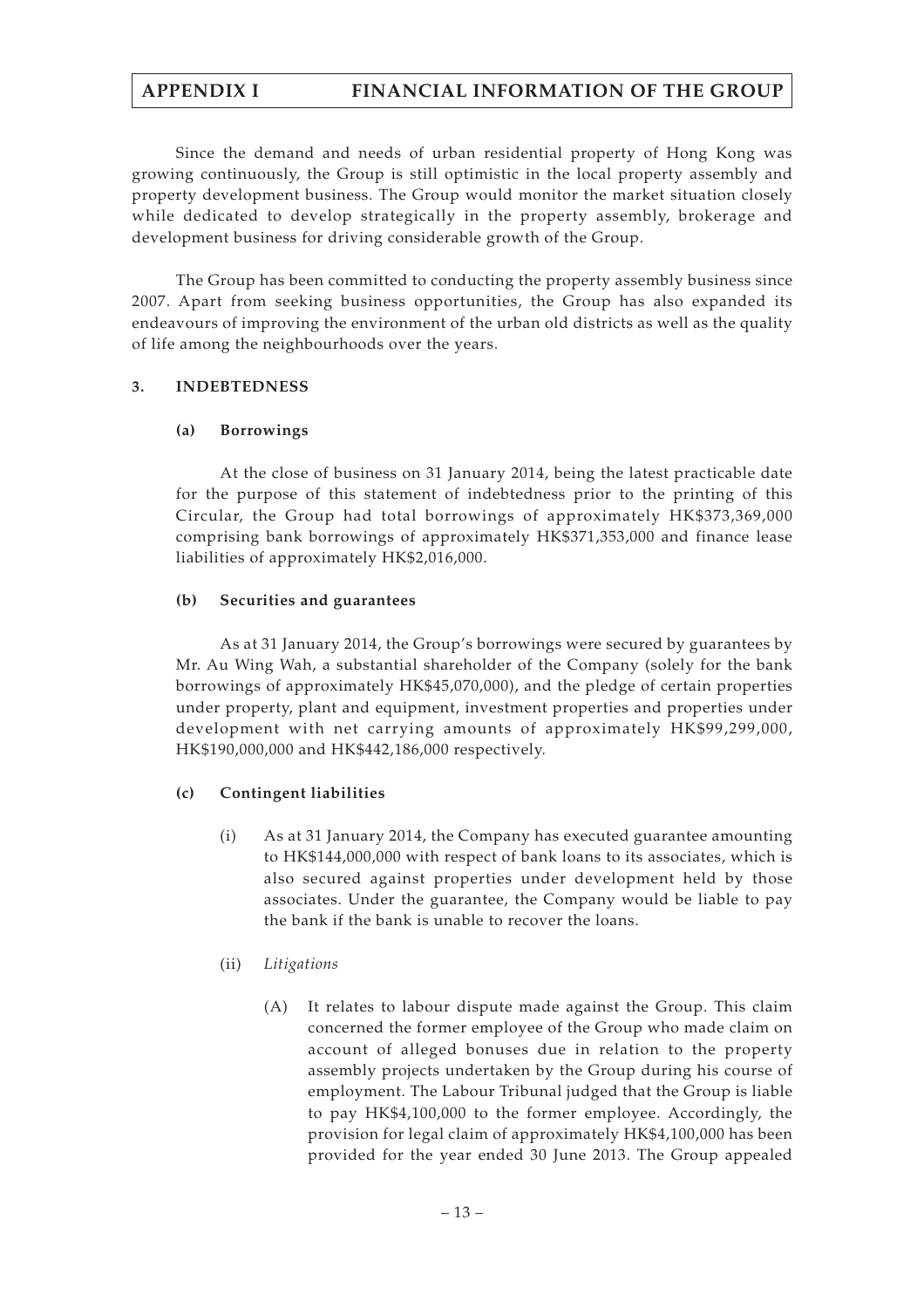Since the demand and needs of urban residential property of Hong Kong was growing continuously, the Group is still optimistic in the local property assembly and property development business. The Group would monitor the market situation closely while dedicated to develop strategically in the property assembly, brokerage and development business for driving considerable growth of the Group.

The Group has been committed to conducting the property assembly business since 2007. Apart from seeking business opportunities, the Group has also expanded its endeavours of improving the environment of the urban old districts as well as the quality of life among the neighbourhoods over the years.

## 3. INDEBTEDNESS

### (a) Borrowings

At the close of business on 31 January 2014, being the latest practicable date for the purpose of this statement of indebtedness prior to the printing of this Circular, the Group had total borrowings of approximately HK$373,369,000 comprising bank borrowings of approximately HK$371,353,000 and finance lease liabilities of approximately HK$2,016,000.

### (b) Securities and guarantees

As at 31 January 2014, the Group's borrowings were secured by guarantees by Mr. Au Wing Wah, a substantial shareholder of the Company (solely for the bank borrowings of approximately HK$45,070,000), and the pledge of certain properties under property, plant and equipment, investment properties and properties under development with net carrying amounts of approximately HK$99,299,000, HK$190,000,000 and HK$442,186,000 respectively.

### (c) Contingent liabilities

(i) As at 31 January 2014, the Company has executed guarantee amounting to HK$144,000,000 with respect of bank loans to its associates, which is also secured against properties under development held by those associates. Under the guarantee, the Company would be liable to pay the bank if the bank is unable to recover the loans.

(ii) *Litigations*

(A) It relates to labour dispute made against the Group. This claim concerned the former employee of the Group who made claim on account of alleged bonuses due in relation to the property assembly projects undertaken by the Group during his course of employment. The Labour Tribunal judged that the Group is liable to pay HK$4,100,000 to the former employee. Accordingly, the provision for legal claim of approximately HK$4,100,000 has been provided for the year ended 30 June 2013. The Group appealed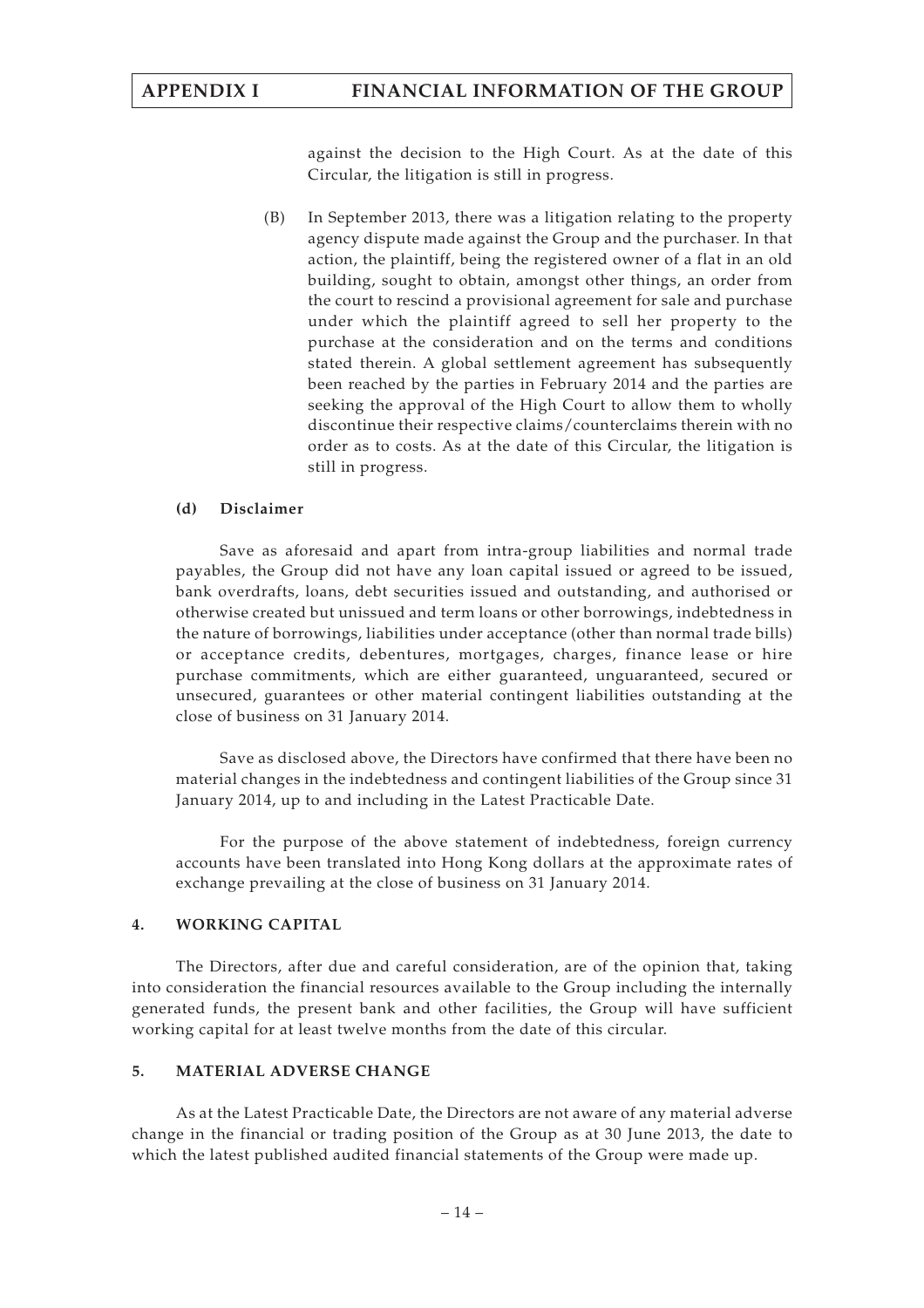against the decision to the High Court. As at the date of this Circular, the litigation is still in progress.

(B) In September 2013, there was a litigation relating to the property agency dispute made against the Group and the purchaser. In that action, the plaintiff, being the registered owner of a flat in an old building, sought to obtain, amongst other things, an order from the court to rescind a provisional agreement for sale and purchase under which the plaintiff agreed to sell her property to the purchase at the consideration and on the terms and conditions stated therein. A global settlement agreement has subsequently been reached by the parties in February 2014 and the parties are seeking the approval of the High Court to allow them to wholly discontinue their respective claims/counterclaims therein with no order as to costs. As at the date of this Circular, the litigation is still in progress.

**(d) Disclaimer**

Save as aforesaid and apart from intra-group liabilities and normal trade payables, the Group did not have any loan capital issued or agreed to be issued, bank overdrafts, loans, debt securities issued and outstanding, and authorised or otherwise created but unissued and term loans or other borrowings, indebtedness in the nature of borrowings, liabilities under acceptance (other than normal trade bills) or acceptance credits, debentures, mortgages, charges, finance lease or hire purchase commitments, which are either guaranteed, unguaranteed, secured or unsecured, guarantees or other material contingent liabilities outstanding at the close of business on 31 January 2014.

Save as disclosed above, the Directors have confirmed that there have been no material changes in the indebtedness and contingent liabilities of the Group since 31 January 2014, up to and including in the Latest Practicable Date.

For the purpose of the above statement of indebtedness, foreign currency accounts have been translated into Hong Kong dollars at the approximate rates of exchange prevailing at the close of business on 31 January 2014.

## 4. WORKING CAPITAL

The Directors, after due and careful consideration, are of the opinion that, taking into consideration the financial resources available to the Group including the internally generated funds, the present bank and other facilities, the Group will have sufficient working capital for at least twelve months from the date of this circular.

## 5. MATERIAL ADVERSE CHANGE

As at the Latest Practicable Date, the Directors are not aware of any material adverse change in the financial or trading position of the Group as at 30 June 2013, the date to which the latest published audited financial statements of the Group were made up.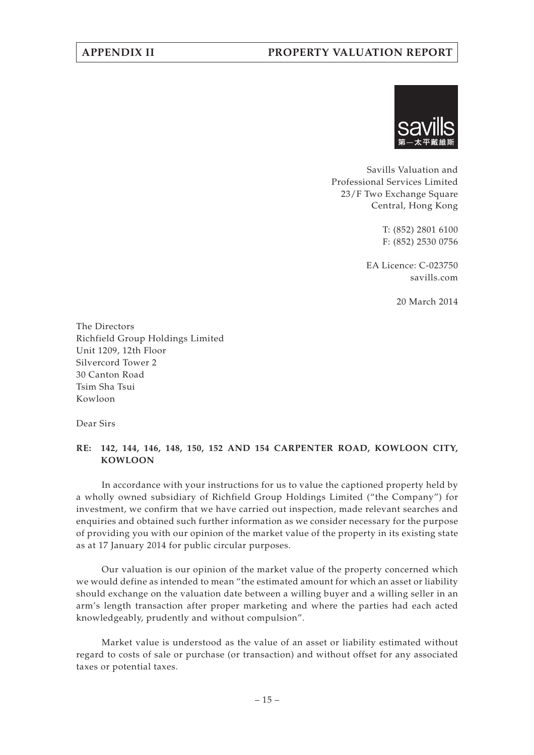Savills Valuation and
Professional Services Limited
23/F Two Exchange Square
Central, Hong Kong

T: (852) 2801 6100
F: (852) 2530 0756

EA Licence: C-023750
savills.com

20 March 2014

The Directors
Richfield Group Holdings Limited
Unit 1209, 12th Floor
Silvercord Tower 2
30 Canton Road
Tsim Sha Tsui
Kowloon

Dear Sirs

**RE: 142, 144, 146, 148, 150, 152 AND 154 CARPENTER ROAD, KOWLOON CITY, KOWLOON**

In accordance with your instructions for us to value the captioned property held by a wholly owned subsidiary of Richfield Group Holdings Limited ("the Company") for investment, we confirm that we have carried out inspection, made relevant searches and enquiries and obtained such further information as we consider necessary for the purpose of providing you with our opinion of the market value of the property in its existing state as at 17 January 2014 for public circular purposes.

Our valuation is our opinion of the market value of the property concerned which we would define as intended to mean "the estimated amount for which an asset or liability should exchange on the valuation date between a willing buyer and a willing seller in an arm's length transaction after proper marketing and where the parties had each acted knowledgeably, prudently and without compulsion".

Market value is understood as the value of an asset or liability estimated without regard to costs of sale or purchase (or transaction) and without offset for any associated taxes or potential taxes.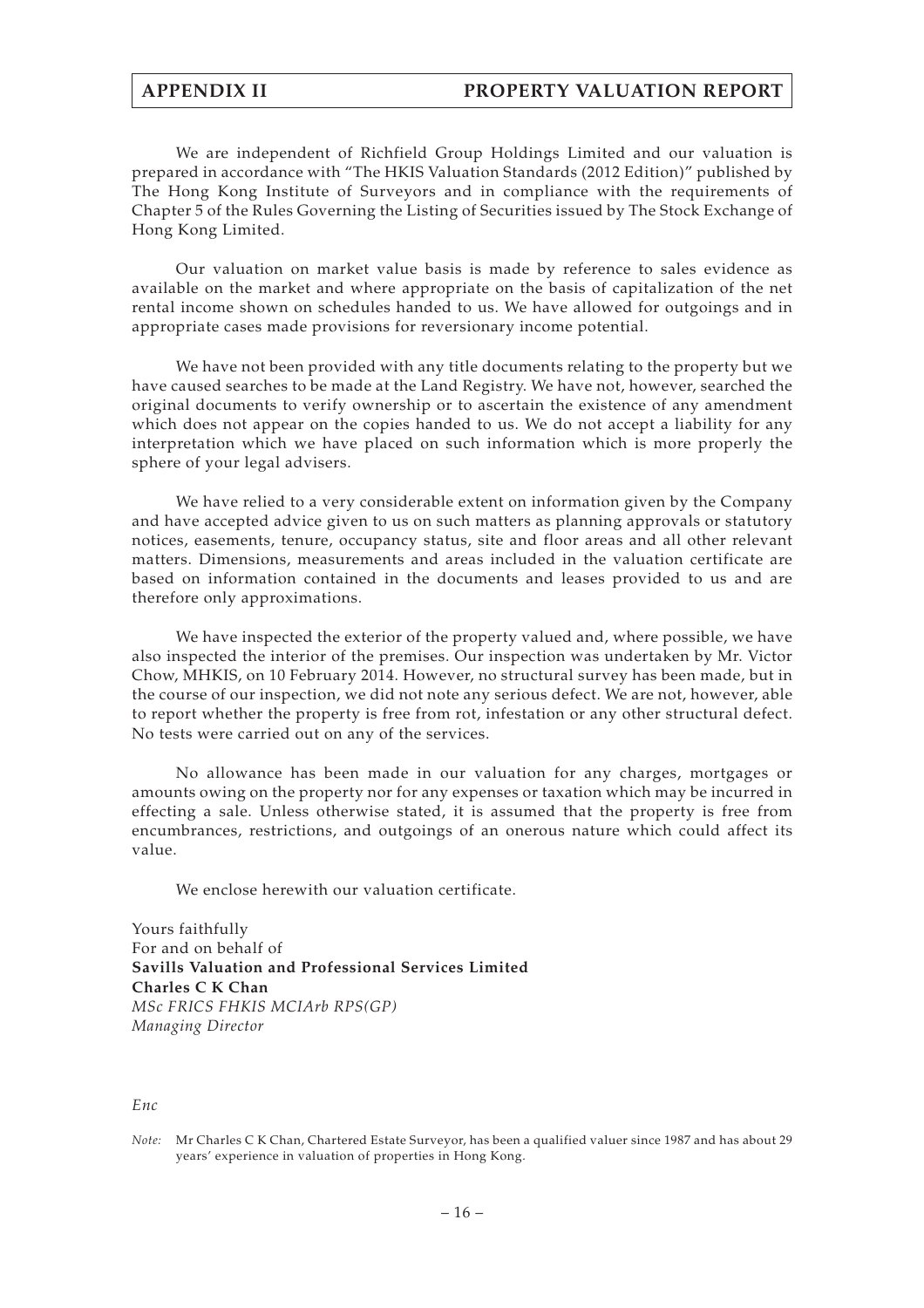We are independent of Richfield Group Holdings Limited and our valuation is prepared in accordance with "The HKIS Valuation Standards (2012 Edition)" published by The Hong Kong Institute of Surveyors and in compliance with the requirements of Chapter 5 of the Rules Governing the Listing of Securities issued by The Stock Exchange of Hong Kong Limited.

Our valuation on market value basis is made by reference to sales evidence as available on the market and where appropriate on the basis of capitalization of the net rental income shown on schedules handed to us. We have allowed for outgoings and in appropriate cases made provisions for reversionary income potential.

We have not been provided with any title documents relating to the property but we have caused searches to be made at the Land Registry. We have not, however, searched the original documents to verify ownership or to ascertain the existence of any amendment which does not appear on the copies handed to us. We do not accept a liability for any interpretation which we have placed on such information which is more properly the sphere of your legal advisers.

We have relied to a very considerable extent on information given by the Company and have accepted advice given to us on such matters as planning approvals or statutory notices, easements, tenure, occupancy status, site and floor areas and all other relevant matters. Dimensions, measurements and areas included in the valuation certificate are based on information contained in the documents and leases provided to us and are therefore only approximations.

We have inspected the exterior of the property valued and, where possible, we have also inspected the interior of the premises. Our inspection was undertaken by Mr. Victor Chow, MHKIS, on 10 February 2014. However, no structural survey has been made, but in the course of our inspection, we did not note any serious defect. We are not, however, able to report whether the property is free from rot, infestation or any other structural defect. No tests were carried out on any of the services.

No allowance has been made in our valuation for any charges, mortgages or amounts owing on the property nor for any expenses or taxation which may be incurred in effecting a sale. Unless otherwise stated, it is assumed that the property is free from encumbrances, restrictions, and outgoings of an onerous nature which could affect its value.

We enclose herewith our valuation certificate.

Yours faithfully
For and on behalf of
**Savills Valuation and Professional Services Limited**
**Charles C K Chan**
*MSc FRICS FHKIS MCIArb RPS(GP)*
*Managing Director*

*Enc*

*Note:* Mr Charles C K Chan, Chartered Estate Surveyor, has been a qualified valuer since 1987 and has about 29 years' experience in valuation of properties in Hong Kong.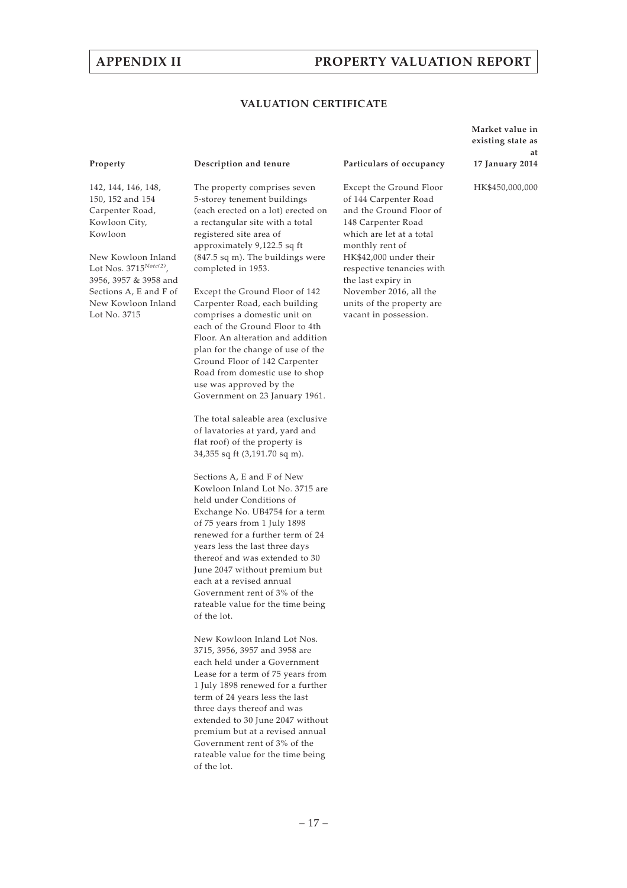## VALUATION CERTIFICATE

| Property | Description and tenure | Particulars of occupancy | Market value in existing state as at 17 January 2014 |
|---|---|---|---|
| 142, 144, 146, 148, 150, 152 and 154 Carpenter Road, Kowloon City, Kowloon<br><br>New Kowloon Inland Lot Nos. 3715[Note(2)], 3956, 3957 & 3958 and Sections A, E and F of New Kowloon Inland Lot No. 3715 | The property comprises seven 5-storey tenement buildings (each erected on a lot) erected on a rectangular site with a total registered site area of approximately 9,122.5 sq ft (847.5 sq m). The buildings were completed in 1953.<br><br>Except the Ground Floor of 142 Carpenter Road, each building comprises a domestic unit on each of the Ground Floor to 4th Floor. An alteration and addition plan for the change of use of the Ground Floor of 142 Carpenter Road from domestic use to shop use was approved by the Government on 23 January 1961.<br><br>The total saleable area (exclusive of lavatories at yard, yard and flat roof) of the property is 34,355 sq ft (3,191.70 sq m).<br><br>Sections A, E and F of New Kowloon Inland Lot No. 3715 are held under Conditions of Exchange No. UB4754 for a term of 75 years from 1 July 1898 renewed for a further term of 24 years less the last three days thereof and was extended to 30 June 2047 without premium but each at a revised annual Government rent of 3% of the rateable value for the time being of the lot.<br><br>New Kowloon Inland Lot Nos. 3715, 3956, 3957 and 3958 are each held under a Government Lease for a term of 75 years from 1 July 1898 renewed for a further term of 24 years less the last three days thereof and was extended to 30 June 2047 without premium but at a revised annual Government rent of 3% of the rateable value for the time being of the lot. | Except the Ground Floor of 144 Carpenter Road and the Ground Floor of 148 Carpenter Road which are let at a total monthly rent of HK$42,000 under their respective tenancies with the last expiry in November 2016, all the units of the property are vacant in possession. | HK$450,000,000 |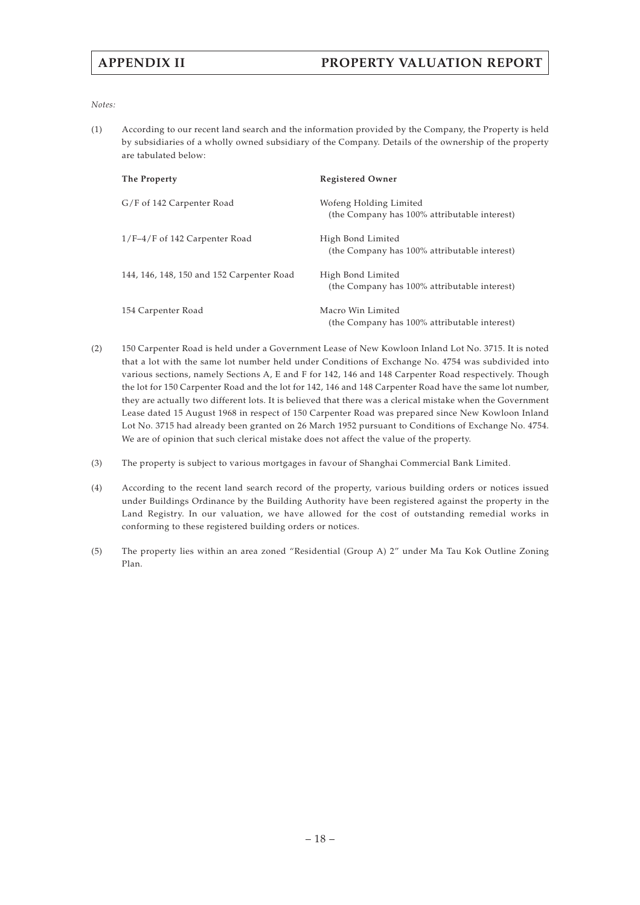*Notes:*

(1) According to our recent land search and the information provided by the Company, the Property is held by subsidiaries of a wholly owned subsidiary of the Company. Details of the ownership of the property are tabulated below:

| The Property | Registered Owner |
|---|---|
| G/F of 142 Carpenter Road | Wofeng Holding Limited (the Company has 100% attributable interest) |
| 1/F–4/F of 142 Carpenter Road | High Bond Limited (the Company has 100% attributable interest) |
| 144, 146, 148, 150 and 152 Carpenter Road | High Bond Limited (the Company has 100% attributable interest) |
| 154 Carpenter Road | Macro Win Limited (the Company has 100% attributable interest) |

(2) 150 Carpenter Road is held under a Government Lease of New Kowloon Inland Lot No. 3715. It is noted that a lot with the same lot number held under Conditions of Exchange No. 4754 was subdivided into various sections, namely Sections A, E and F for 142, 146 and 148 Carpenter Road respectively. Though the lot for 150 Carpenter Road and the lot for 142, 146 and 148 Carpenter Road have the same lot number, they are actually two different lots. It is believed that there was a clerical mistake when the Government Lease dated 15 August 1968 in respect of 150 Carpenter Road was prepared since New Kowloon Inland Lot No. 3715 had already been granted on 26 March 1952 pursuant to Conditions of Exchange No. 4754. We are of opinion that such clerical mistake does not affect the value of the property.

(3) The property is subject to various mortgages in favour of Shanghai Commercial Bank Limited.

(4) According to the recent land search record of the property, various building orders or notices issued under Buildings Ordinance by the Building Authority have been registered against the property in the Land Registry. In our valuation, we have allowed for the cost of outstanding remedial works in conforming to these registered building orders or notices.

(5) The property lies within an area zoned "Residential (Group A) 2" under Ma Tau Kok Outline Zoning Plan.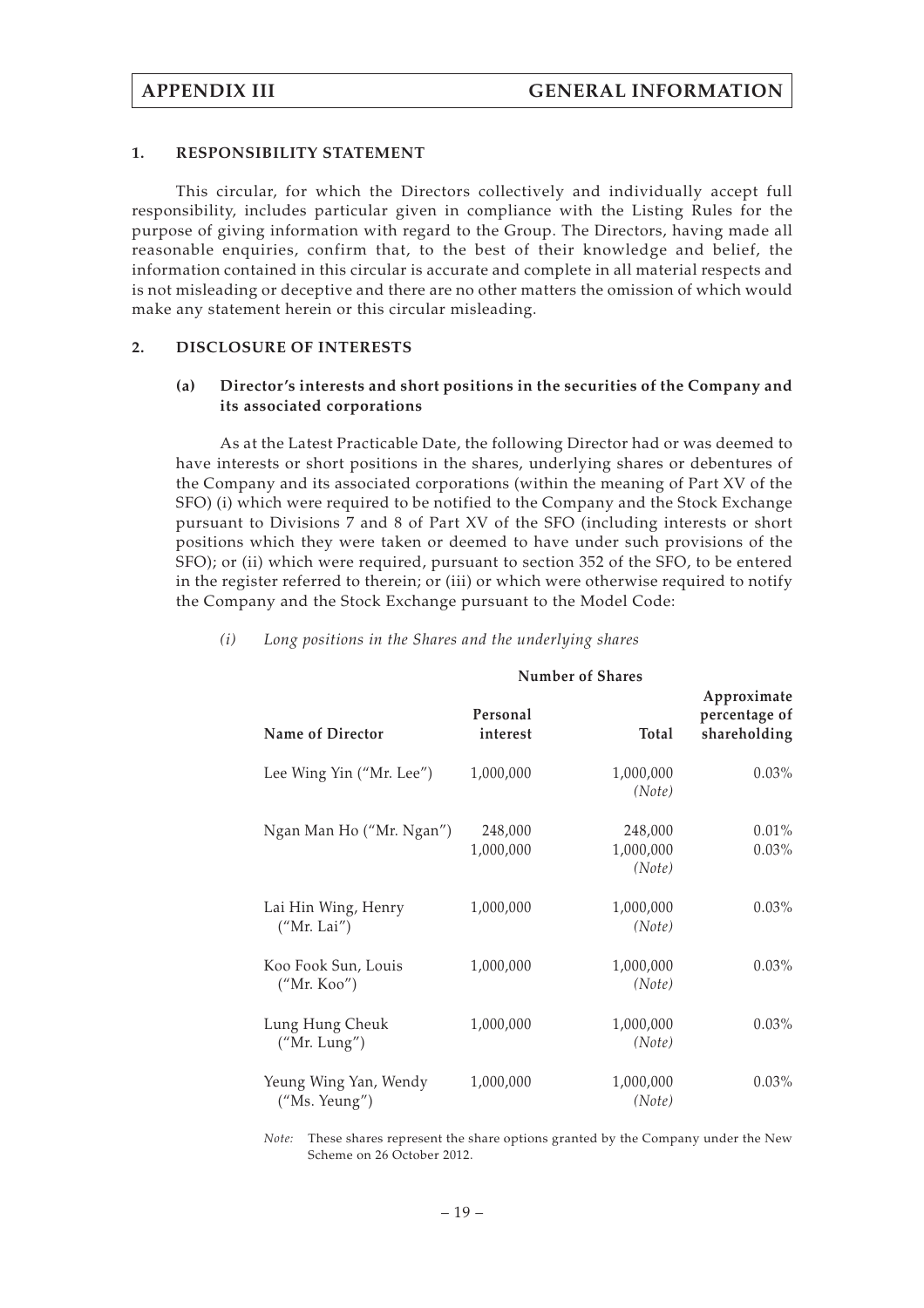## 1. RESPONSIBILITY STATEMENT

This circular, for which the Directors collectively and individually accept full responsibility, includes particular given in compliance with the Listing Rules for the purpose of giving information with regard to the Group. The Directors, having made all reasonable enquiries, confirm that, to the best of their knowledge and belief, the information contained in this circular is accurate and complete in all material respects and is not misleading or deceptive and there are no other matters the omission of which would make any statement herein or this circular misleading.

## 2. DISCLOSURE OF INTERESTS

### (a) Director's interests and short positions in the securities of the Company and its associated corporations

As at the Latest Practicable Date, the following Director had or was deemed to have interests or short positions in the shares, underlying shares or debentures of the Company and its associated corporations (within the meaning of Part XV of the SFO) (i) which were required to be notified to the Company and the Stock Exchange pursuant to Divisions 7 and 8 of Part XV of the SFO (including interests or short positions which they were taken or deemed to have under such provisions of the SFO); or (ii) which were required, pursuant to section 352 of the SFO, to be entered in the register referred to therein; or (iii) or which were otherwise required to notify the Company and the Stock Exchange pursuant to the Model Code:

*(i) Long positions in the Shares and the underlying shares*

| | Number of Shares | | |
|---|---|---|---|
| **Name of Director** | **Personal interest** | **Total** | **Approximate percentage of shareholding** |
| Lee Wing Yin ("Mr. Lee") | 1,000,000 | 1,000,000 *(Note)* | 0.03% |
| Ngan Man Ho ("Mr. Ngan") | 248,000 | 248,000 | 0.01% |
| | 1,000,000 | 1,000,000 *(Note)* | 0.03% |
| Lai Hin Wing, Henry ("Mr. Lai") | 1,000,000 | 1,000,000 *(Note)* | 0.03% |
| Koo Fook Sun, Louis ("Mr. Koo") | 1,000,000 | 1,000,000 *(Note)* | 0.03% |
| Lung Hung Cheuk ("Mr. Lung") | 1,000,000 | 1,000,000 *(Note)* | 0.03% |
| Yeung Wing Yan, Wendy ("Ms. Yeung") | 1,000,000 | 1,000,000 *(Note)* | 0.03% |

*Note:* These shares represent the share options granted by the Company under the New Scheme on 26 October 2012.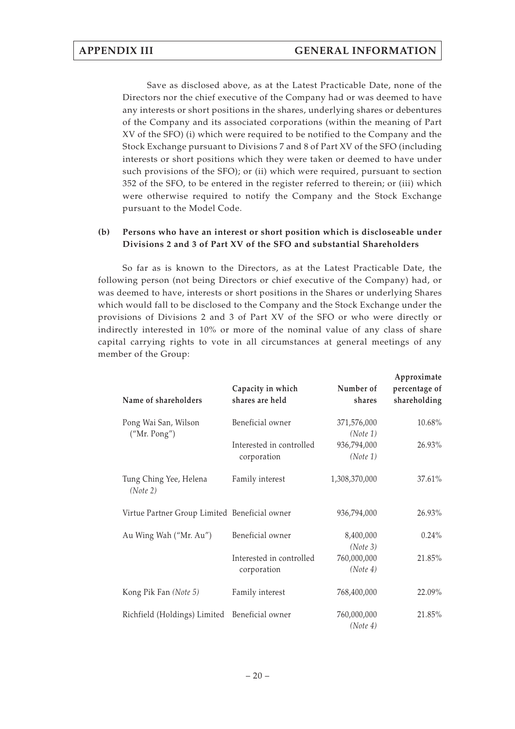Save as disclosed above, as at the Latest Practicable Date, none of the Directors nor the chief executive of the Company had or was deemed to have any interests or short positions in the shares, underlying shares or debentures of the Company and its associated corporations (within the meaning of Part XV of the SFO) (i) which were required to be notified to the Company and the Stock Exchange pursuant to Divisions 7 and 8 of Part XV of the SFO (including interests or short positions which they were taken or deemed to have under such provisions of the SFO); or (ii) which were required, pursuant to section 352 of the SFO, to be entered in the register referred to therein; or (iii) which were otherwise required to notify the Company and the Stock Exchange pursuant to the Model Code.

**(b) Persons who have an interest or short position which is discloseable under Divisions 2 and 3 of Part XV of the SFO and substantial Shareholders**

So far as is known to the Directors, as at the Latest Practicable Date, the following person (not being Directors or chief executive of the Company) had, or was deemed to have, interests or short positions in the Shares or underlying Shares which would fall to be disclosed to the Company and the Stock Exchange under the provisions of Divisions 2 and 3 of Part XV of the SFO or who were directly or indirectly interested in 10% or more of the nominal value of any class of share capital carrying rights to vote in all circumstances at general meetings of any member of the Group:

| Name of shareholders | Capacity in which shares are held | Number of shares | Approximate percentage of shareholding |
|---|---|---|---|
| Pong Wai San, Wilson ("Mr. Pong") | Beneficial owner | 371,576,000 *(Note 1)* | 10.68% |
| | Interested in controlled corporation | 936,794,000 *(Note 1)* | 26.93% |
| Tung Ching Yee, Helena *(Note 2)* | Family interest | 1,308,370,000 | 37.61% |
| Virtue Partner Group Limited | Beneficial owner | 936,794,000 | 26.93% |
| Au Wing Wah ("Mr. Au") | Beneficial owner | 8,400,000 *(Note 3)* | 0.24% |
| | Interested in controlled corporation | 760,000,000 *(Note 4)* | 21.85% |
| Kong Pik Fan *(Note 5)* | Family interest | 768,400,000 | 22.09% |
| Richfield (Holdings) Limited | Beneficial owner | 760,000,000 *(Note 4)* | 21.85% |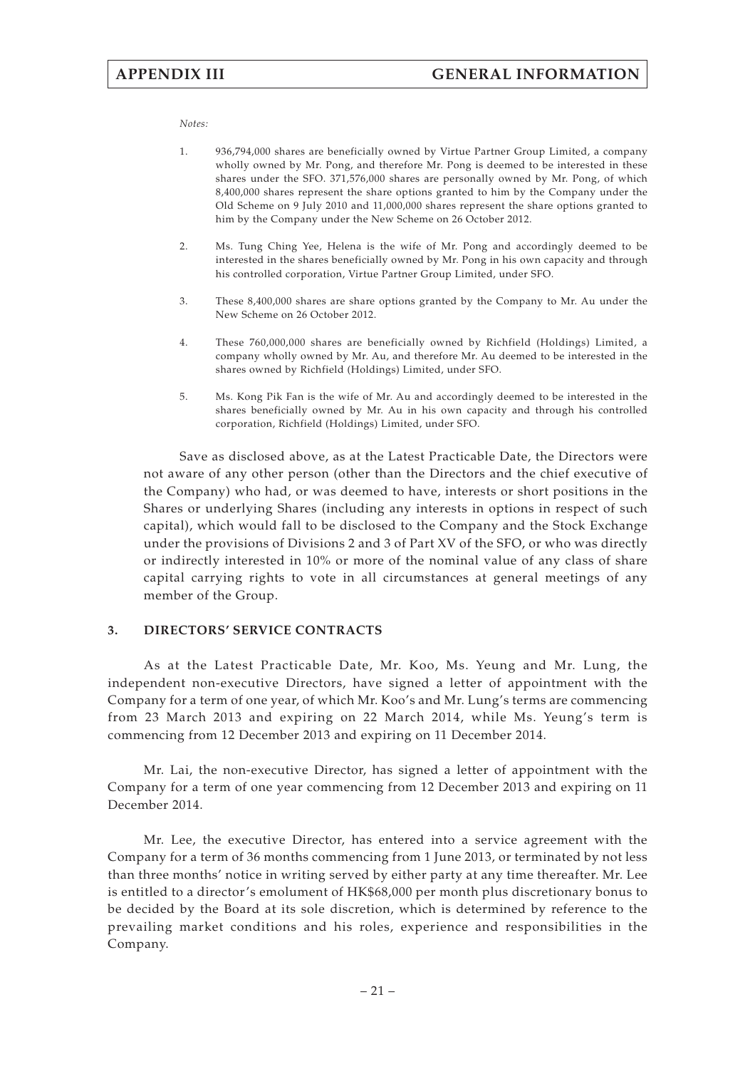*Notes:*

1. 936,794,000 shares are beneficially owned by Virtue Partner Group Limited, a company wholly owned by Mr. Pong, and therefore Mr. Pong is deemed to be interested in these shares under the SFO. 371,576,000 shares are personally owned by Mr. Pong, of which 8,400,000 shares represent the share options granted to him by the Company under the Old Scheme on 9 July 2010 and 11,000,000 shares represent the share options granted to him by the Company under the New Scheme on 26 October 2012.

2. Ms. Tung Ching Yee, Helena is the wife of Mr. Pong and accordingly deemed to be interested in the shares beneficially owned by Mr. Pong in his own capacity and through his controlled corporation, Virtue Partner Group Limited, under SFO.

3. These 8,400,000 shares are share options granted by the Company to Mr. Au under the New Scheme on 26 October 2012.

4. These 760,000,000 shares are beneficially owned by Richfield (Holdings) Limited, a company wholly owned by Mr. Au, and therefore Mr. Au deemed to be interested in the shares owned by Richfield (Holdings) Limited, under SFO.

5. Ms. Kong Pik Fan is the wife of Mr. Au and accordingly deemed to be interested in the shares beneficially owned by Mr. Au in his own capacity and through his controlled corporation, Richfield (Holdings) Limited, under SFO.

Save as disclosed above, as at the Latest Practicable Date, the Directors were not aware of any other person (other than the Directors and the chief executive of the Company) who had, or was deemed to have, interests or short positions in the Shares or underlying Shares (including any interests in options in respect of such capital), which would fall to be disclosed to the Company and the Stock Exchange under the provisions of Divisions 2 and 3 of Part XV of the SFO, or who was directly or indirectly interested in 10% or more of the nominal value of any class of share capital carrying rights to vote in all circumstances at general meetings of any member of the Group.

## 3. DIRECTORS' SERVICE CONTRACTS

As at the Latest Practicable Date, Mr. Koo, Ms. Yeung and Mr. Lung, the independent non-executive Directors, have signed a letter of appointment with the Company for a term of one year, of which Mr. Koo's and Mr. Lung's terms are commencing from 23 March 2013 and expiring on 22 March 2014, while Ms. Yeung's term is commencing from 12 December 2013 and expiring on 11 December 2014.

Mr. Lai, the non-executive Director, has signed a letter of appointment with the Company for a term of one year commencing from 12 December 2013 and expiring on 11 December 2014.

Mr. Lee, the executive Director, has entered into a service agreement with the Company for a term of 36 months commencing from 1 June 2013, or terminated by not less than three months' notice in writing served by either party at any time thereafter. Mr. Lee is entitled to a director's emolument of HK$68,000 per month plus discretionary bonus to be decided by the Board at its sole discretion, which is determined by reference to the prevailing market conditions and his roles, experience and responsibilities in the Company.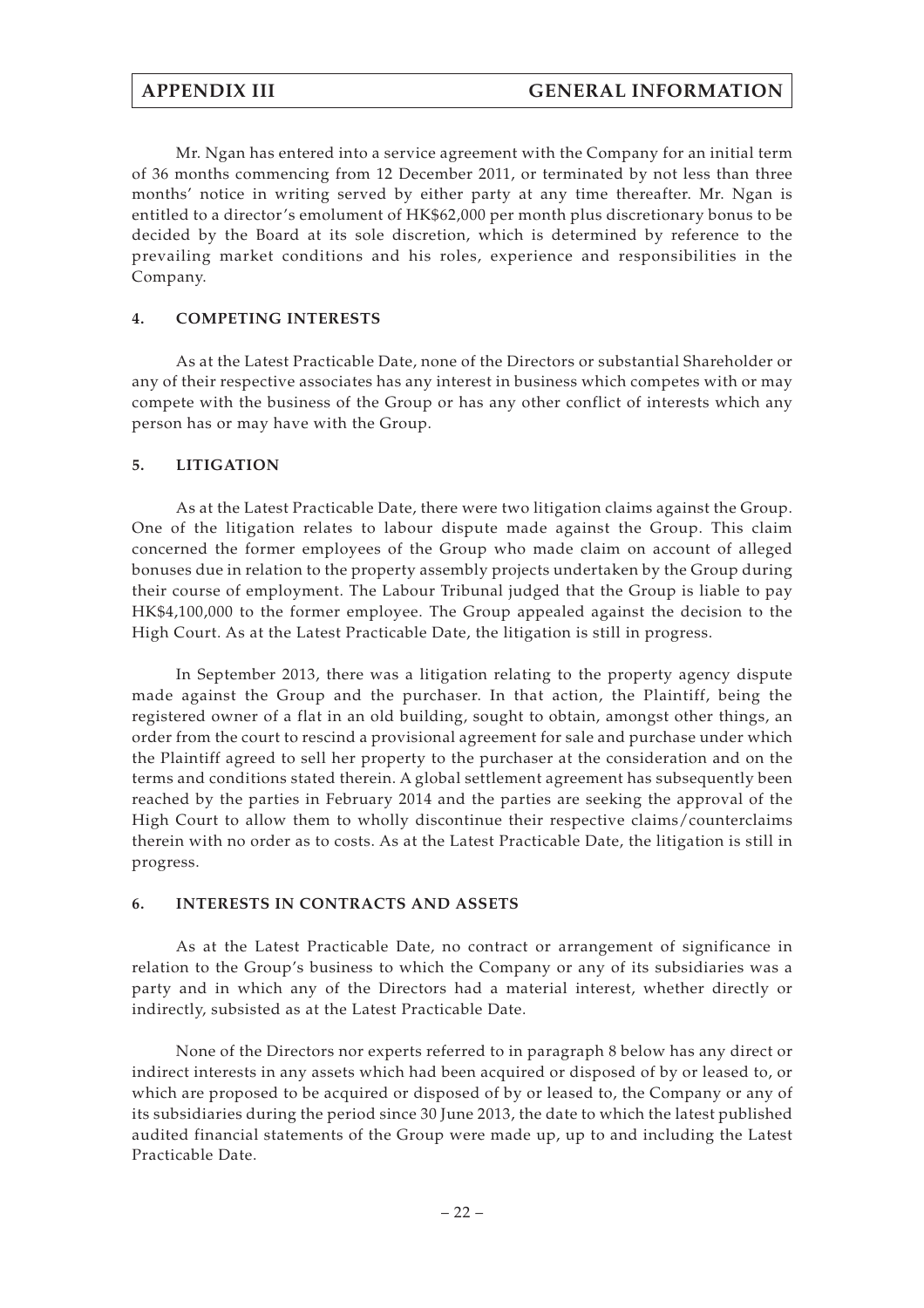Mr. Ngan has entered into a service agreement with the Company for an initial term of 36 months commencing from 12 December 2011, or terminated by not less than three months' notice in writing served by either party at any time thereafter. Mr. Ngan is entitled to a director's emolument of HK$62,000 per month plus discretionary bonus to be decided by the Board at its sole discretion, which is determined by reference to the prevailing market conditions and his roles, experience and responsibilities in the Company.

## 4. COMPETING INTERESTS

As at the Latest Practicable Date, none of the Directors or substantial Shareholder or any of their respective associates has any interest in business which competes with or may compete with the business of the Group or has any other conflict of interests which any person has or may have with the Group.

## 5. LITIGATION

As at the Latest Practicable Date, there were two litigation claims against the Group. One of the litigation relates to labour dispute made against the Group. This claim concerned the former employees of the Group who made claim on account of alleged bonuses due in relation to the property assembly projects undertaken by the Group during their course of employment. The Labour Tribunal judged that the Group is liable to pay HK$4,100,000 to the former employee. The Group appealed against the decision to the High Court. As at the Latest Practicable Date, the litigation is still in progress.

In September 2013, there was a litigation relating to the property agency dispute made against the Group and the purchaser. In that action, the Plaintiff, being the registered owner of a flat in an old building, sought to obtain, amongst other things, an order from the court to rescind a provisional agreement for sale and purchase under which the Plaintiff agreed to sell her property to the purchaser at the consideration and on the terms and conditions stated therein. A global settlement agreement has subsequently been reached by the parties in February 2014 and the parties are seeking the approval of the High Court to allow them to wholly discontinue their respective claims/counterclaims therein with no order as to costs. As at the Latest Practicable Date, the litigation is still in progress.

## 6. INTERESTS IN CONTRACTS AND ASSETS

As at the Latest Practicable Date, no contract or arrangement of significance in relation to the Group's business to which the Company or any of its subsidiaries was a party and in which any of the Directors had a material interest, whether directly or indirectly, subsisted as at the Latest Practicable Date.

None of the Directors nor experts referred to in paragraph 8 below has any direct or indirect interests in any assets which had been acquired or disposed of by or leased to, or which are proposed to be acquired or disposed of by or leased to, the Company or any of its subsidiaries during the period since 30 June 2013, the date to which the latest published audited financial statements of the Group were made up, up to and including the Latest Practicable Date.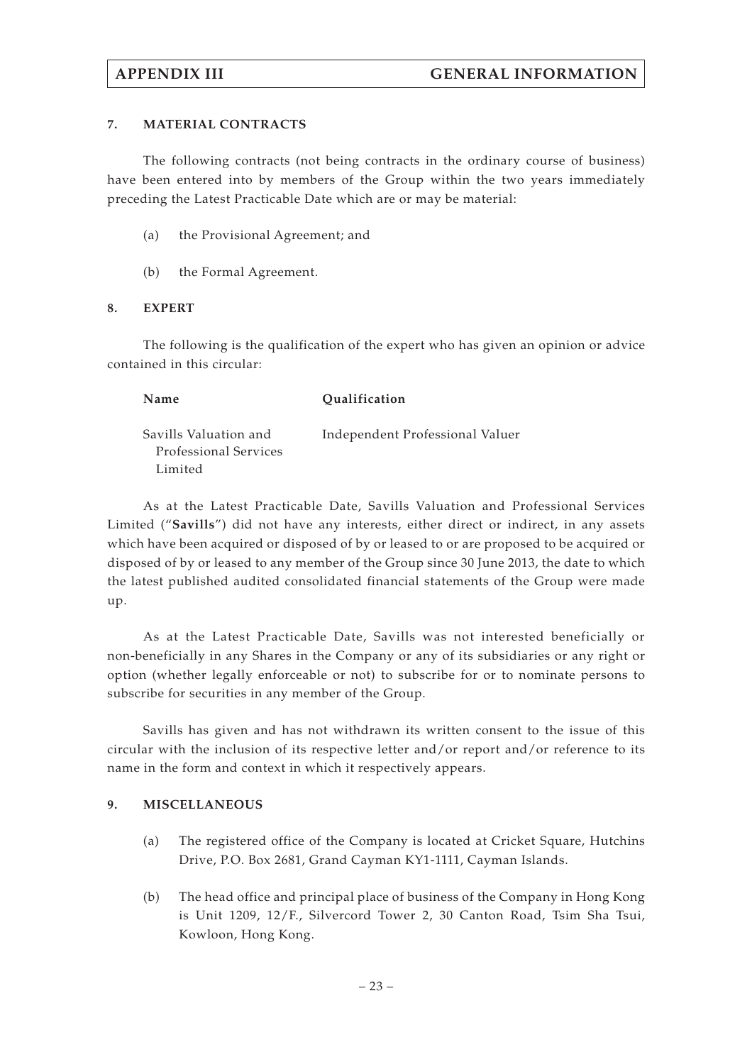## 7. MATERIAL CONTRACTS

The following contracts (not being contracts in the ordinary course of business) have been entered into by members of the Group within the two years immediately preceding the Latest Practicable Date which are or may be material:

(a) the Provisional Agreement; and

(b) the Formal Agreement.

## 8. EXPERT

The following is the qualification of the expert who has given an opinion or advice contained in this circular:

| Name | Qualification |
| --- | --- |
| Savills Valuation and Professional Services Limited | Independent Professional Valuer |

As at the Latest Practicable Date, Savills Valuation and Professional Services Limited ("**Savills**") did not have any interests, either direct or indirect, in any assets which have been acquired or disposed of by or leased to or are proposed to be acquired or disposed of by or leased to any member of the Group since 30 June 2013, the date to which the latest published audited consolidated financial statements of the Group were made up.

As at the Latest Practicable Date, Savills was not interested beneficially or non-beneficially in any Shares in the Company or any of its subsidiaries or any right or option (whether legally enforceable or not) to subscribe for or to nominate persons to subscribe for securities in any member of the Group.

Savills has given and has not withdrawn its written consent to the issue of this circular with the inclusion of its respective letter and/or report and/or reference to its name in the form and context in which it respectively appears.

## 9. MISCELLANEOUS

(a) The registered office of the Company is located at Cricket Square, Hutchins Drive, P.O. Box 2681, Grand Cayman KY1-1111, Cayman Islands.

(b) The head office and principal place of business of the Company in Hong Kong is Unit 1209, 12/F., Silvercord Tower 2, 30 Canton Road, Tsim Sha Tsui, Kowloon, Hong Kong.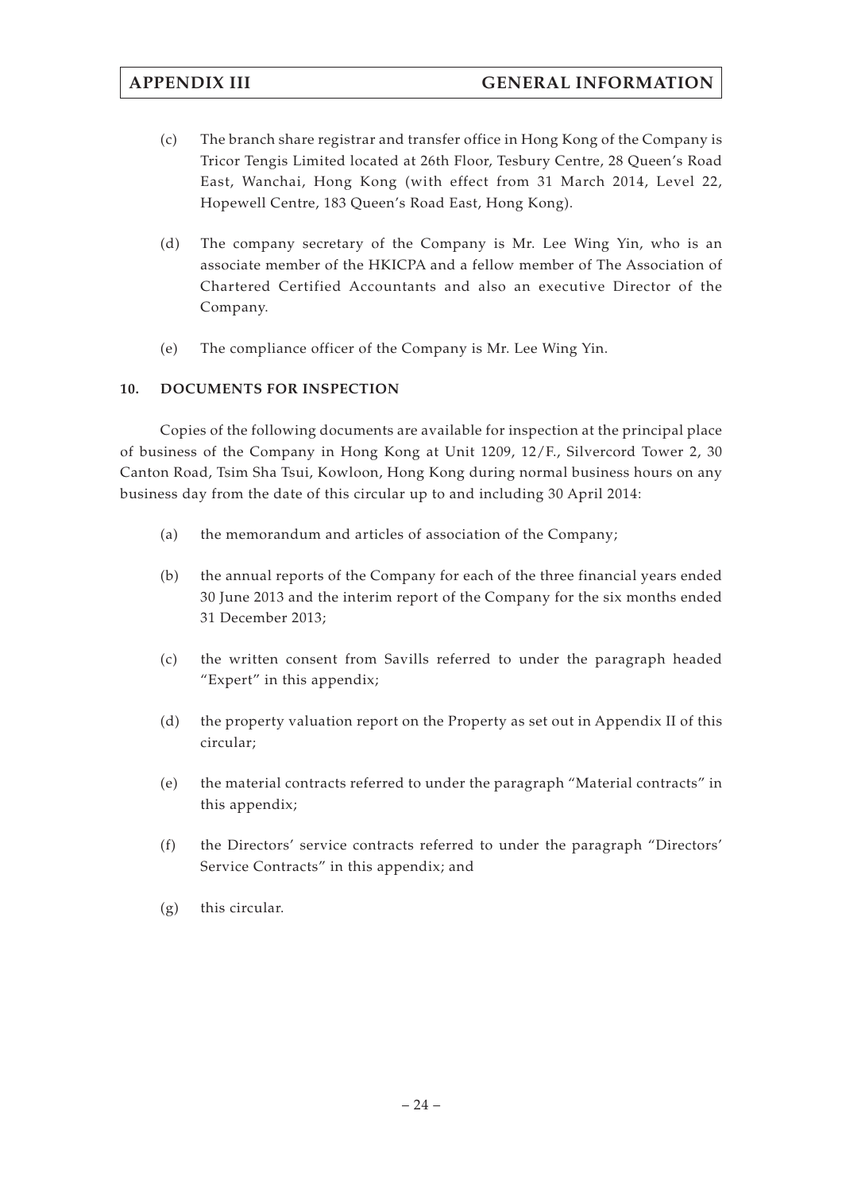(c) The branch share registrar and transfer office in Hong Kong of the Company is Tricor Tengis Limited located at 26th Floor, Tesbury Centre, 28 Queen's Road East, Wanchai, Hong Kong (with effect from 31 March 2014, Level 22, Hopewell Centre, 183 Queen's Road East, Hong Kong).

(d) The company secretary of the Company is Mr. Lee Wing Yin, who is an associate member of the HKICPA and a fellow member of The Association of Chartered Certified Accountants and also an executive Director of the Company.

(e) The compliance officer of the Company is Mr. Lee Wing Yin.

**10. DOCUMENTS FOR INSPECTION**

Copies of the following documents are available for inspection at the principal place of business of the Company in Hong Kong at Unit 1209, 12/F., Silvercord Tower 2, 30 Canton Road, Tsim Sha Tsui, Kowloon, Hong Kong during normal business hours on any business day from the date of this circular up to and including 30 April 2014:

(a) the memorandum and articles of association of the Company;

(b) the annual reports of the Company for each of the three financial years ended 30 June 2013 and the interim report of the Company for the six months ended 31 December 2013;

(c) the written consent from Savills referred to under the paragraph headed "Expert" in this appendix;

(d) the property valuation report on the Property as set out in Appendix II of this circular;

(e) the material contracts referred to under the paragraph "Material contracts" in this appendix;

(f) the Directors' service contracts referred to under the paragraph "Directors' Service Contracts" in this appendix; and

(g) this circular.